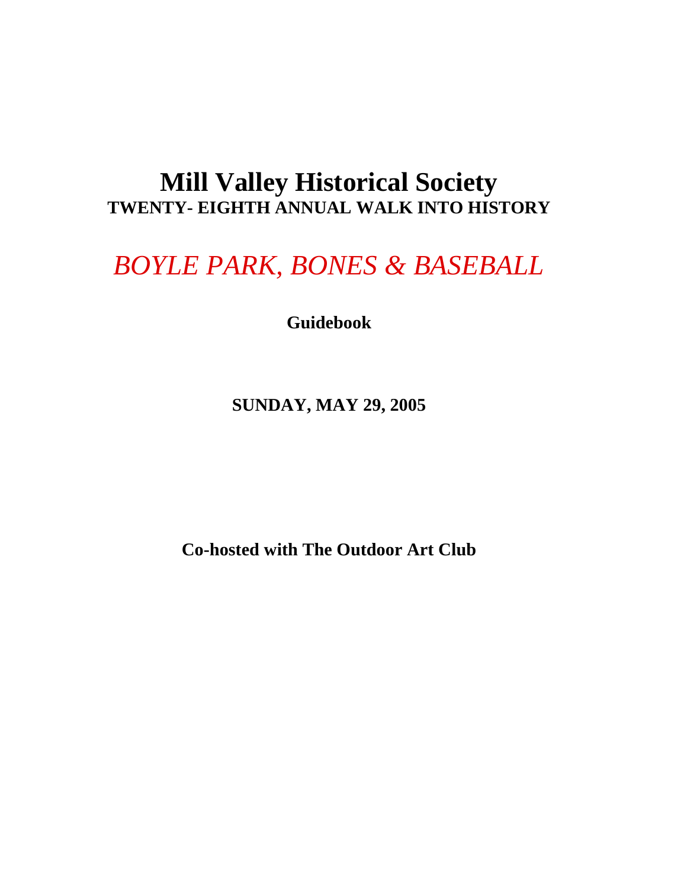# Mill Valley Historical Society

**TWENTY- EIGHTH ANNUAL WALK INTO HISTORY**

## *BOYLE PARK, BONES & BASEBALL*

**Guidebook**

**SUNDAY, MAY 29, 2005**

**Co-hosted with The Outdoor Art Club**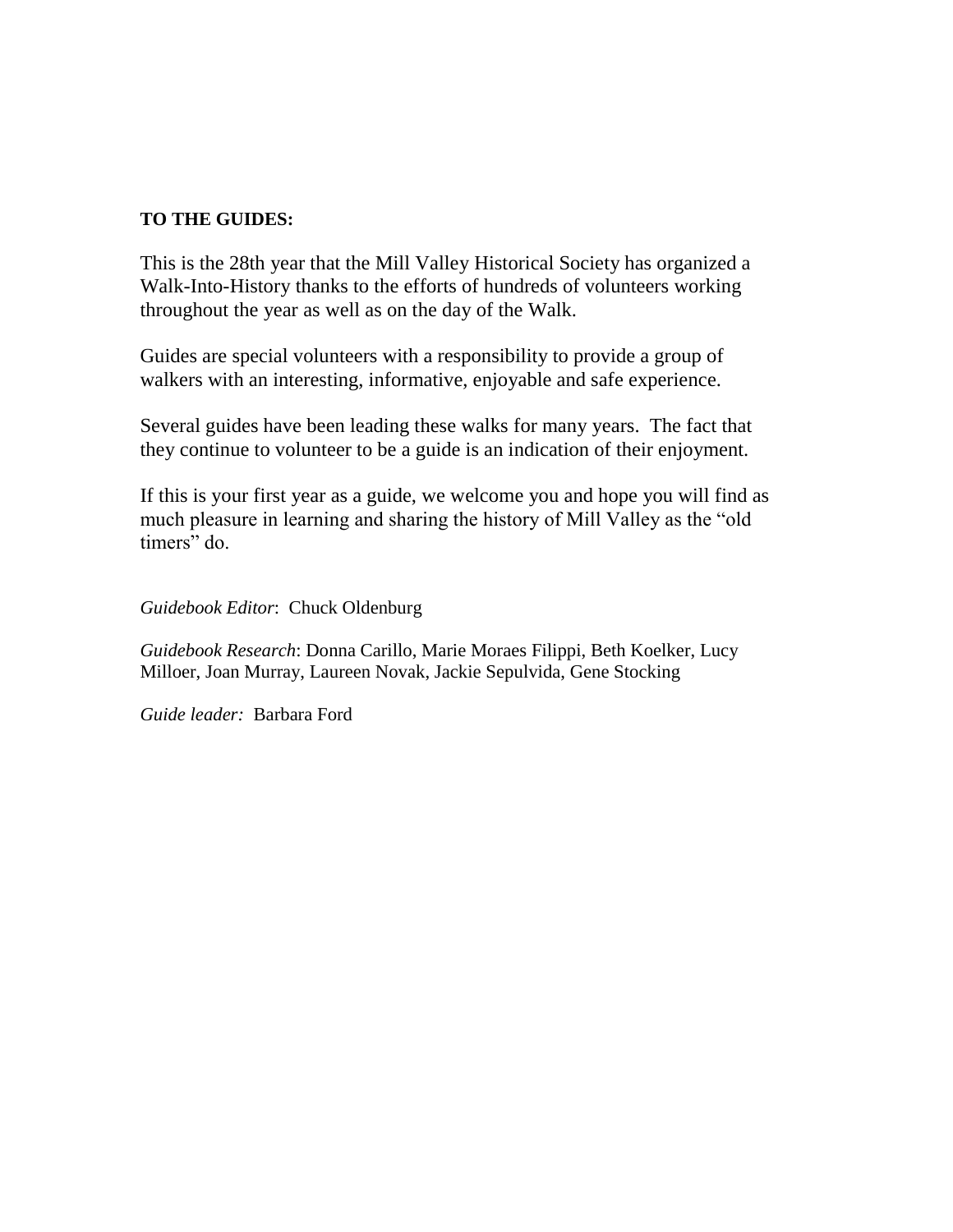**TO THE GUIDES:**

This is the 28th year that the Mill Valley Historical Society has organized a Walk-Into-History thanks to the efforts of hundreds of volunteers working throughout the year as well as on the day of the Walk.

Guides are special volunteers with a responsibility to provide a group of walkers with an interesting, informative, enjoyable and safe experience.

Several guides have been leading these walks for many years. The fact that they continue to volunteer to be a guide is an indication of their enjoyment.

If this is your first year as a guide, we welcome you and hope you will find as much pleasure in learning and sharing the history of Mill Valley as the "old timers" do.

*Guidebook Editor*: Chuck Oldenburg

*Guidebook Research*: Donna Carillo, Marie Moraes Filippi, Beth Koelker, Lucy Milloer, Joan Murray, Laureen Novak, Jackie Sepulvida, Gene Stocking

*Guide leader:* Barbara Ford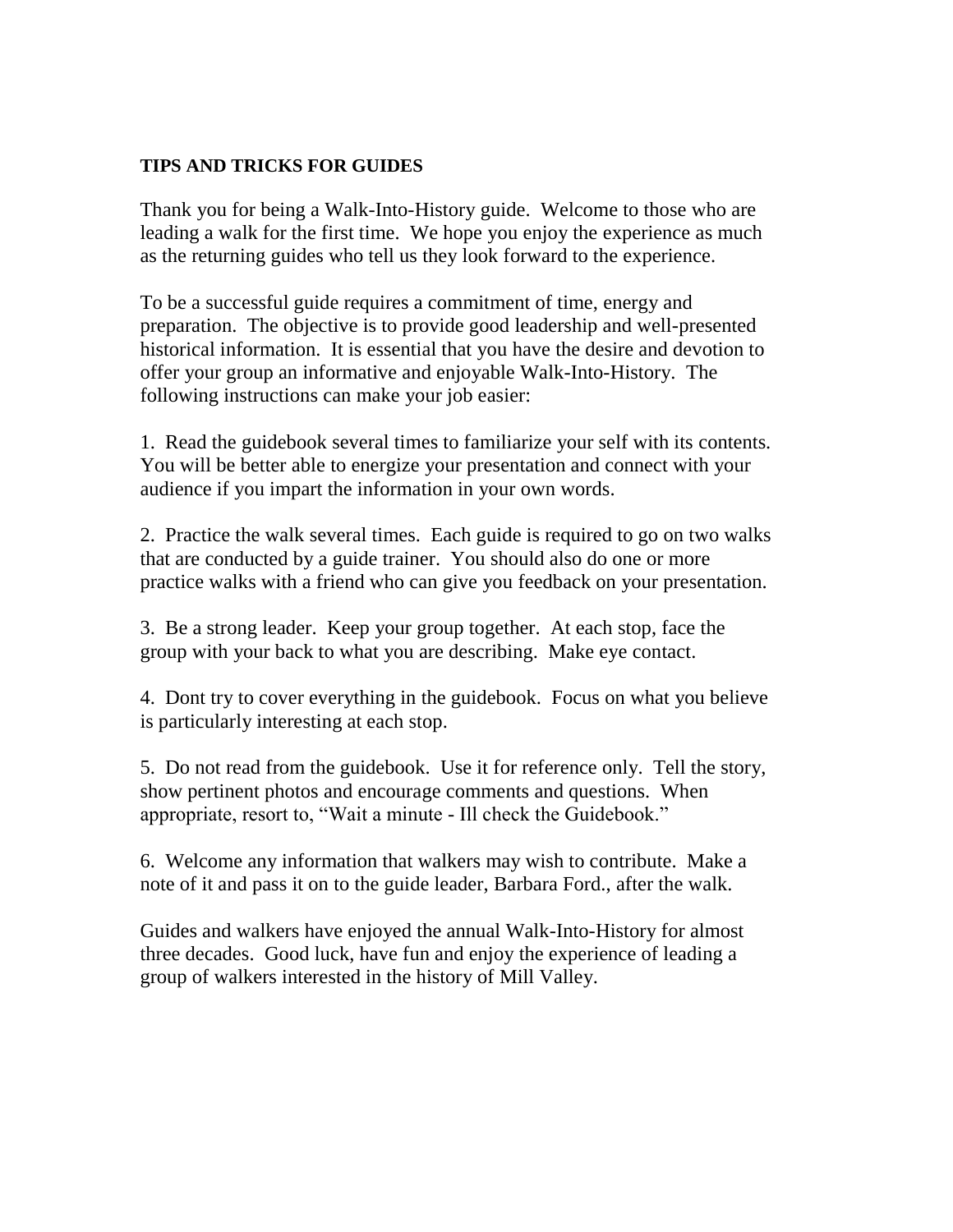**TIPS AND TRICKS FOR GUIDES**

Thank you for being a Walk-Into-History guide. Welcome to those who are leading a walk for the first time. We hope you enjoy the experience as much as the returning guides who tell us they look forward to the experience.

To be a successful guide requires a commitment of time, energy and preparation. The objective is to provide good leadership and well-presented historical information. It is essential that you have the desire and devotion to offer your group an informative and enjoyable Walk-Into-History. The following instructions can make your job easier:

1. Read the guidebook several times to familiarize your self with its contents. You will be better able to energize your presentation and connect with your audience if you impart the information in your own words.

2. Practice the walk several times. Each guide is required to go on two walks that are conducted by a guide trainer. You should also do one or more practice walks with a friend who can give you feedback on your presentation.

3. Be a strong leader. Keep your group together. At each stop, face the group with your back to what you are describing. Make eye contact.

4. Dont try to cover everything in the guidebook. Focus on what you believe is particularly interesting at each stop.

5. Do not read from the guidebook. Use it for reference only. Tell the story, show pertinent photos and encourage comments and questions. When appropriate, resort to, “Wait a minute - Ill check the Guidebook.”

6. Welcome any information that walkers may wish to contribute. Make a note of it and pass it on to the guide leader, Barbara Ford., after the walk.

Guides and walkers have enjoyed the annual Walk-Into-History for almost three decades. Good luck, have fun and enjoy the experience of leading a group of walkers interested in the history of Mill Valley.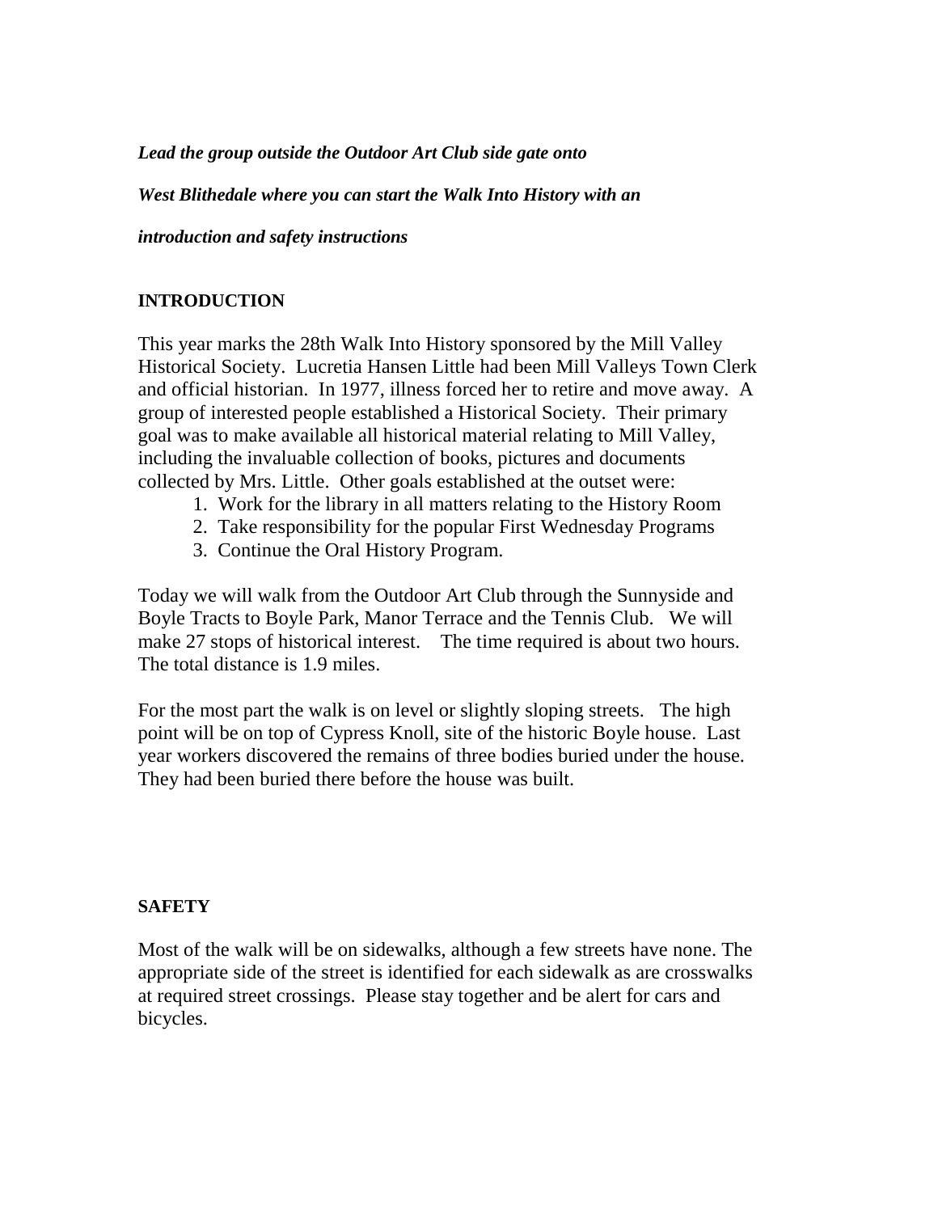***Lead the group outside the Outdoor Art Club side gate onto***

***West Blithedale where you can start the Walk Into History with an***

***introduction and safety instructions***

## INTRODUCTION

This year marks the 28th Walk Into History sponsored by the Mill Valley Historical Society. Lucretia Hansen Little had been Mill Valleys Town Clerk and official historian. In 1977, illness forced her to retire and move away. A group of interested people established a Historical Society. Their primary goal was to make available all historical material relating to Mill Valley, including the invaluable collection of books, pictures and documents collected by Mrs. Little. Other goals established at the outset were:

1. Work for the library in all matters relating to the History Room
2. Take responsibility for the popular First Wednesday Programs
3. Continue the Oral History Program.

Today we will walk from the Outdoor Art Club through the Sunnyside and Boyle Tracts to Boyle Park, Manor Terrace and the Tennis Club. We will make 27 stops of historical interest. The time required is about two hours. The total distance is 1.9 miles.

For the most part the walk is on level or slightly sloping streets. The high point will be on top of Cypress Knoll, site of the historic Boyle house. Last year workers discovered the remains of three bodies buried under the house. They had been buried there before the house was built.

## SAFETY

Most of the walk will be on sidewalks, although a few streets have none. The appropriate side of the street is identified for each sidewalk as are crosswalks at required street crossings. Please stay together and be alert for cars and bicycles.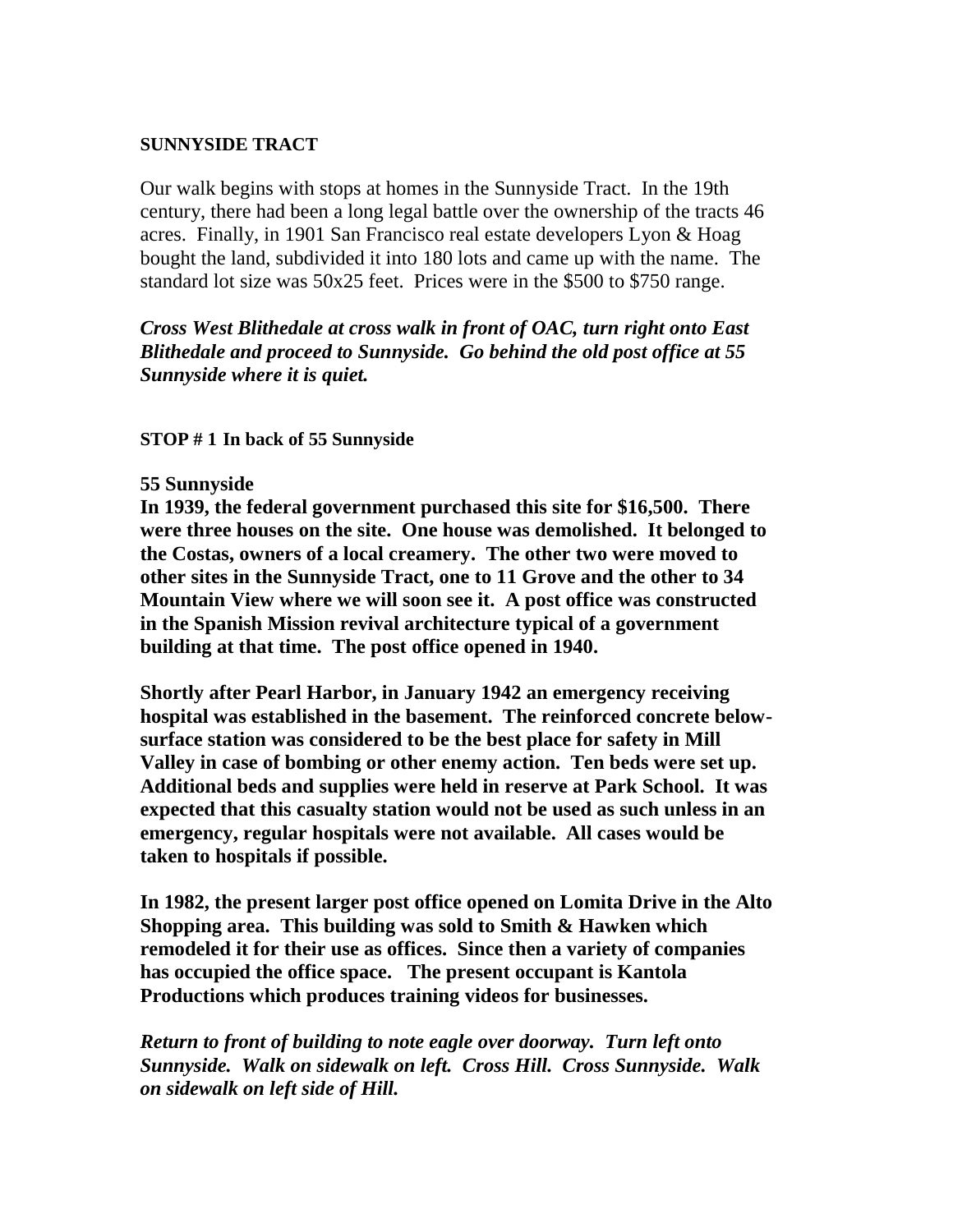**SUNNYSIDE TRACT**

Our walk begins with stops at homes in the Sunnyside Tract. In the 19th century, there had been a long legal battle over the ownership of the tracts 46 acres. Finally, in 1901 San Francisco real estate developers Lyon & Hoag bought the land, subdivided it into 180 lots and came up with the name. The standard lot size was 50x25 feet. Prices were in the $500 to $750 range.

***Cross West Blithedale at cross walk in front of OAC, turn right onto East Blithedale and proceed to Sunnyside. Go behind the old post office at 55 Sunnyside where it is quiet.***

**STOP # 1 In back of 55 Sunnyside**

**55 Sunnyside**

**In 1939, the federal government purchased this site for $16,500. There were three houses on the site. One house was demolished. It belonged to the Costas, owners of a local creamery. The other two were moved to other sites in the Sunnyside Tract, one to 11 Grove and the other to 34 Mountain View where we will soon see it. A post office was constructed in the Spanish Mission revival architecture typical of a government building at that time. The post office opened in 1940.**

**Shortly after Pearl Harbor, in January 1942 an emergency receiving hospital was established in the basement. The reinforced concrete below-surface station was considered to be the best place for safety in Mill Valley in case of bombing or other enemy action. Ten beds were set up. Additional beds and supplies were held in reserve at Park School. It was expected that this casualty station would not be used as such unless in an emergency, regular hospitals were not available. All cases would be taken to hospitals if possible.**

**In 1982, the present larger post office opened on Lomita Drive in the Alto Shopping area. This building was sold to Smith & Hawken which remodeled it for their use as offices. Since then a variety of companies has occupied the office space. The present occupant is Kantola Productions which produces training videos for businesses.**

***Return to front of building to note eagle over doorway. Turn left onto Sunnyside. Walk on sidewalk on left. Cross Hill. Cross Sunnyside. Walk on sidewalk on left side of Hill.***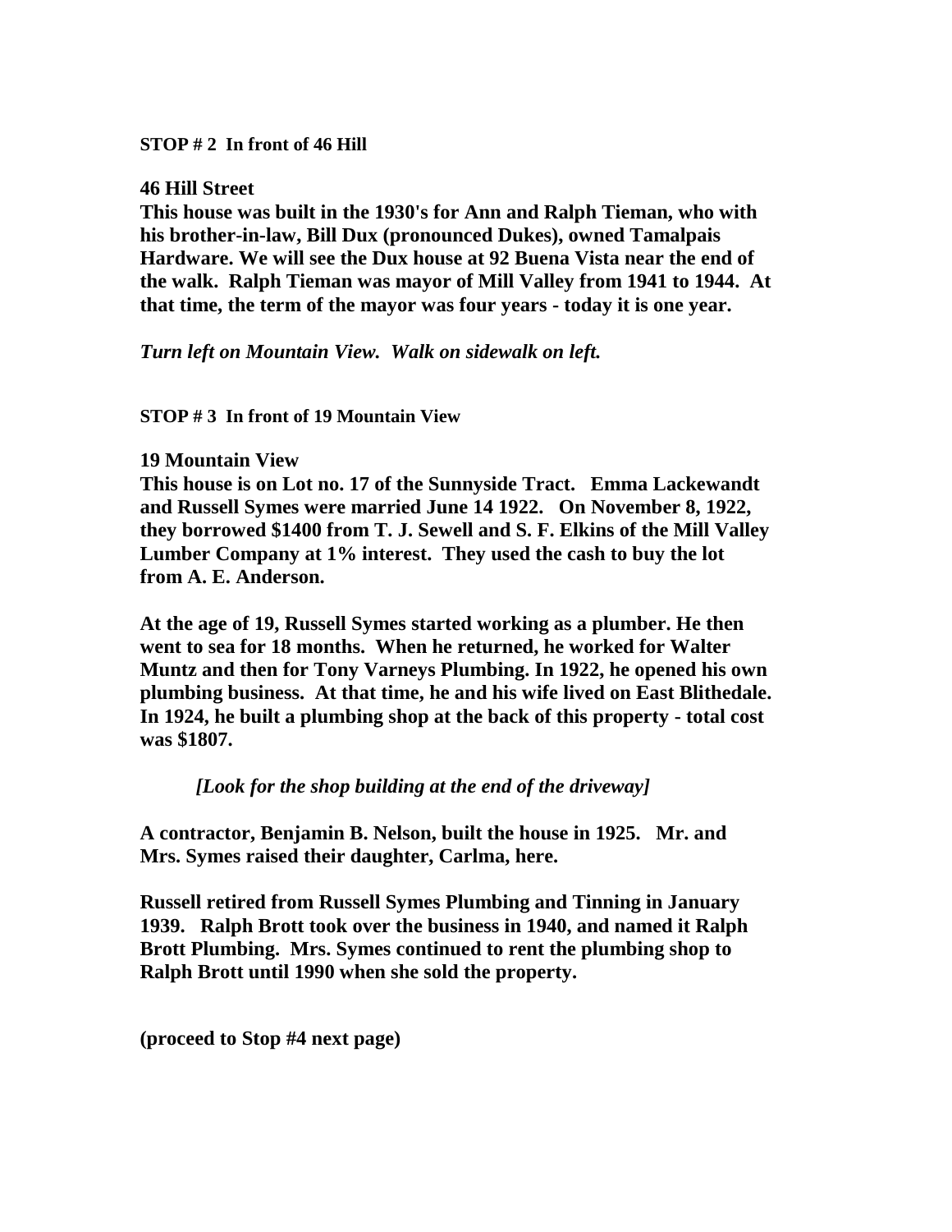**STOP # 2 In front of 46 Hill**

**46 Hill Street**
**This house was built in the 1930's for Ann and Ralph Tieman, who with his brother-in-law, Bill Dux (pronounced Dukes), owned Tamalpais Hardware. We will see the Dux house at 92 Buena Vista near the end of the walk. Ralph Tieman was mayor of Mill Valley from 1941 to 1944. At that time, the term of the mayor was four years - today it is one year.**

***Turn left on Mountain View. Walk on sidewalk on left.***

**STOP # 3 In front of 19 Mountain View**

**19 Mountain View**
**This house is on Lot no. 17 of the Sunnyside Tract. Emma Lackewandt and Russell Symes were married June 14 1922. On November 8, 1922, they borrowed $1400 from T. J. Sewell and S. F. Elkins of the Mill Valley Lumber Company at 1% interest. They used the cash to buy the lot from A. E. Anderson.**

**At the age of 19, Russell Symes started working as a plumber. He then went to sea for 18 months. When he returned, he worked for Walter Muntz and then for Tony Varneys Plumbing. In 1922, he opened his own plumbing business. At that time, he and his wife lived on East Blithedale. In 1924, he built a plumbing shop at the back of this property - total cost was $1807.**

***[Look for the shop building at the end of the driveway]***

**A contractor, Benjamin B. Nelson, built the house in 1925. Mr. and Mrs. Symes raised their daughter, Carlma, here.**

**Russell retired from Russell Symes Plumbing and Tinning in January 1939. Ralph Brott took over the business in 1940, and named it Ralph Brott Plumbing. Mrs. Symes continued to rent the plumbing shop to Ralph Brott until 1990 when she sold the property.**

**(proceed to Stop #4 next page)**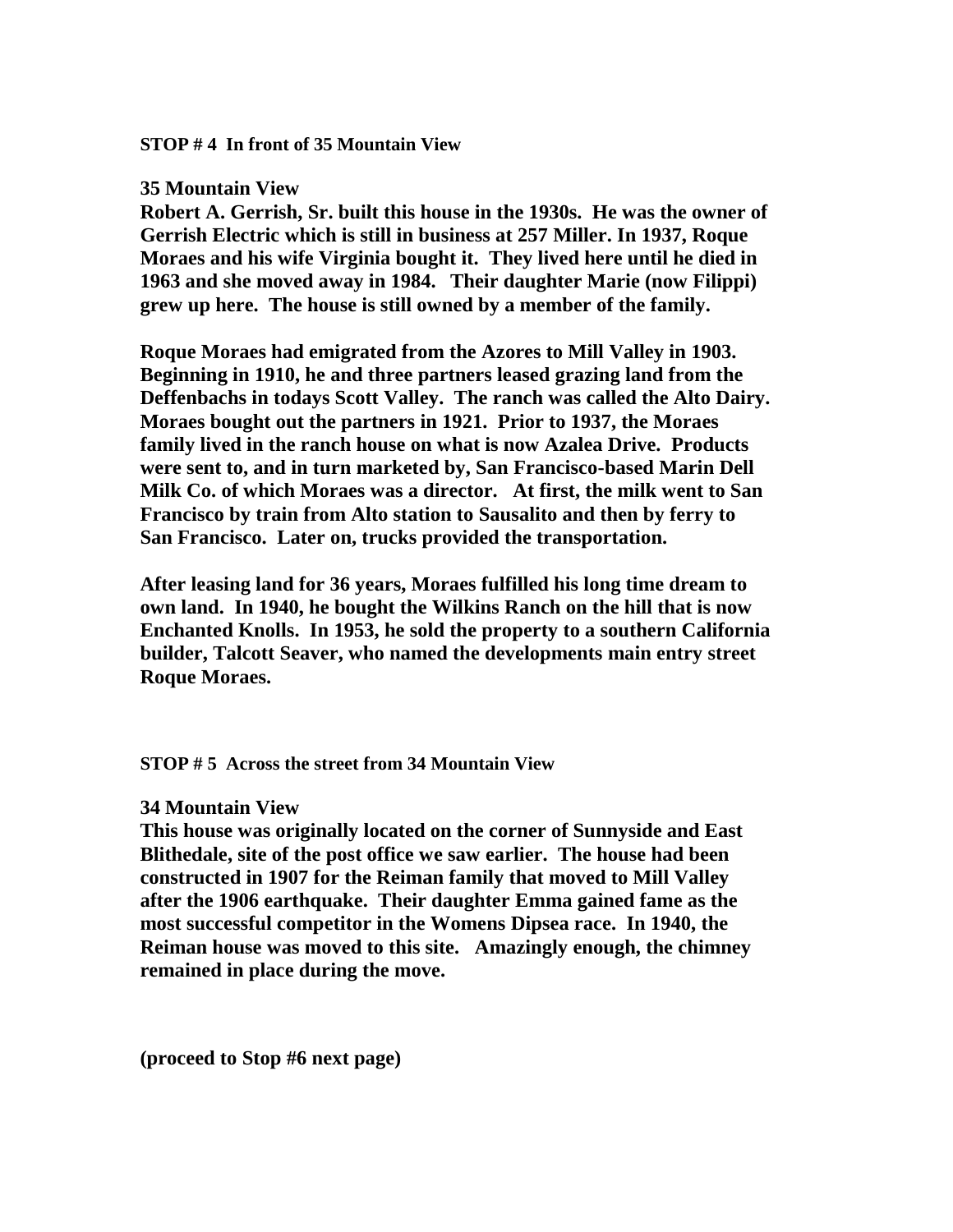**STOP # 4 In front of 35 Mountain View**

**35 Mountain View**

**Robert A. Gerrish, Sr. built this house in the 1930s. He was the owner of Gerrish Electric which is still in business at 257 Miller. In 1937, Roque Moraes and his wife Virginia bought it. They lived here until he died in 1963 and she moved away in 1984. Their daughter Marie (now Filippi) grew up here. The house is still owned by a member of the family.**

**Roque Moraes had emigrated from the Azores to Mill Valley in 1903. Beginning in 1910, he and three partners leased grazing land from the Deffenbachs in todays Scott Valley. The ranch was called the Alto Dairy. Moraes bought out the partners in 1921. Prior to 1937, the Moraes family lived in the ranch house on what is now Azalea Drive. Products were sent to, and in turn marketed by, San Francisco-based Marin Dell Milk Co. of which Moraes was a director. At first, the milk went to San Francisco by train from Alto station to Sausalito and then by ferry to San Francisco. Later on, trucks provided the transportation.**

**After leasing land for 36 years, Moraes fulfilled his long time dream to own land. In 1940, he bought the Wilkins Ranch on the hill that is now Enchanted Knolls. In 1953, he sold the property to a southern California builder, Talcott Seaver, who named the developments main entry street Roque Moraes.**

**STOP # 5 Across the street from 34 Mountain View**

**34 Mountain View**

**This house was originally located on the corner of Sunnyside and East Blithedale, site of the post office we saw earlier. The house had been constructed in 1907 for the Reiman family that moved to Mill Valley after the 1906 earthquake. Their daughter Emma gained fame as the most successful competitor in the Womens Dipsea race. In 1940, the Reiman house was moved to this site. Amazingly enough, the chimney remained in place during the move.**

**(proceed to Stop #6 next page)**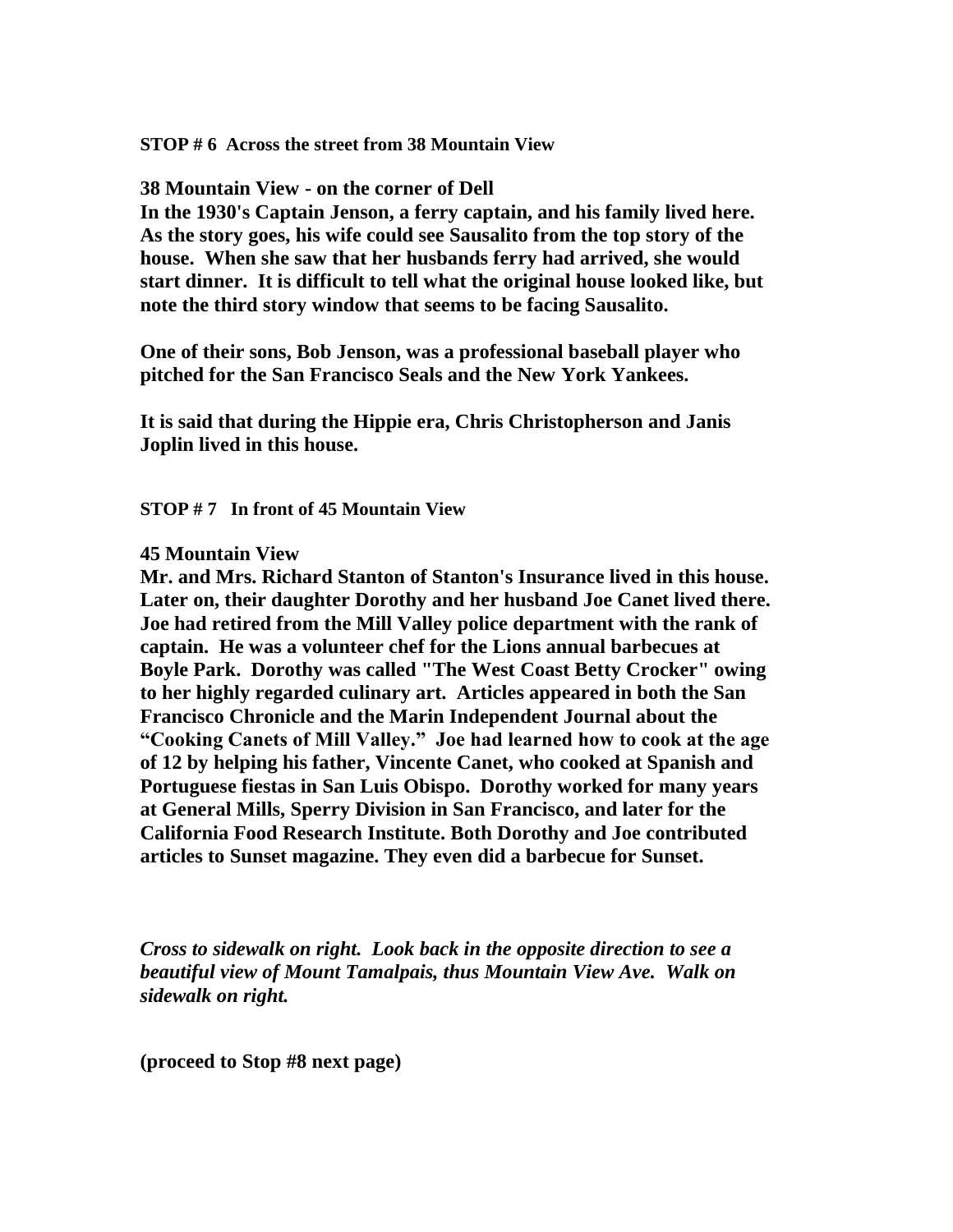**STOP # 6  Across the street from 38 Mountain View**

**38 Mountain View - on the corner of Dell**
**In the 1930's Captain Jenson, a ferry captain, and his family lived here. As the story goes, his wife could see Sausalito from the top story of the house.  When she saw that her husbands ferry had arrived, she would start dinner.  It is difficult to tell what the original house looked like, but note the third story window that seems to be facing Sausalito.**

**One of their sons, Bob Jenson, was a professional baseball player who pitched for the San Francisco Seals and the New York Yankees.**

**It is said that during the Hippie era, Chris Christopherson and Janis Joplin lived in this house.**

**STOP # 7   In front of 45 Mountain View**

**45 Mountain View**
**Mr. and Mrs. Richard Stanton of Stanton's Insurance lived in this house. Later on, their daughter Dorothy and her husband Joe Canet lived there. Joe had retired from the Mill Valley police department with the rank of captain.  He was a volunteer chef for the Lions annual barbecues at Boyle Park.  Dorothy was called "The West Coast Betty Crocker" owing to her highly regarded culinary art.  Articles appeared in both the San Francisco Chronicle and the Marin Independent Journal about the "Cooking Canets of Mill Valley."  Joe had learned how to cook at the age of 12 by helping his father, Vincente Canet, who cooked at Spanish and Portuguese fiestas in San Luis Obispo.  Dorothy worked for many years at General Mills, Sperry Division in San Francisco, and later for the California Food Research Institute. Both Dorothy and Joe contributed articles to Sunset magazine. They even did a barbecue for Sunset.**

***Cross to sidewalk on right.  Look back in the opposite direction to see a beautiful view of Mount Tamalpais, thus Mountain View Ave.  Walk on sidewalk on right.***

**(proceed to Stop #8 next page)**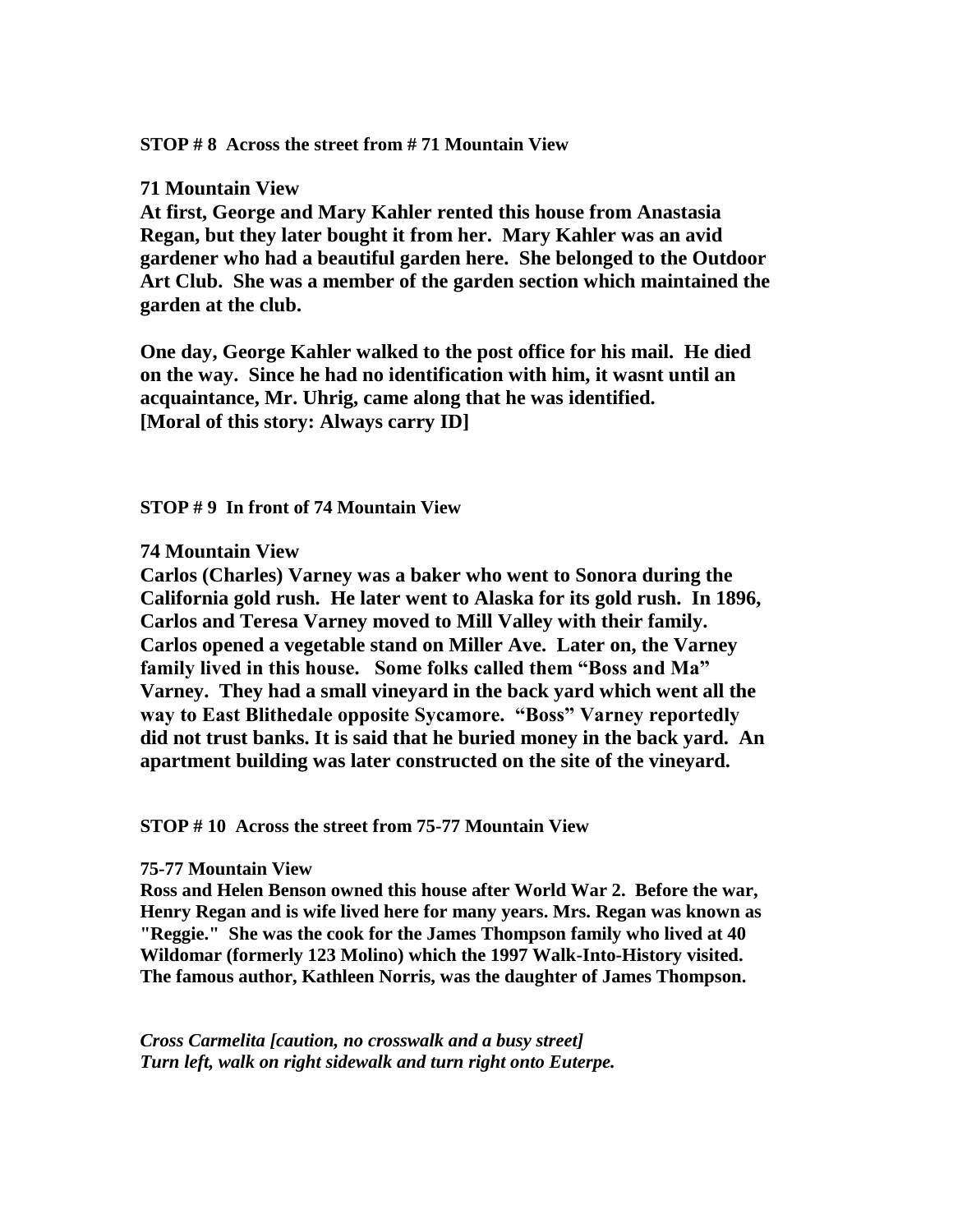**STOP # 8 Across the street from # 71 Mountain View**

**71 Mountain View**

**At first, George and Mary Kahler rented this house from Anastasia Regan, but they later bought it from her. Mary Kahler was an avid gardener who had a beautiful garden here. She belonged to the Outdoor Art Club. She was a member of the garden section which maintained the garden at the club.**

**One day, George Kahler walked to the post office for his mail. He died on the way. Since he had no identification with him, it wasnt until an acquaintance, Mr. Uhrig, came along that he was identified. [Moral of this story: Always carry ID]**

**STOP # 9 In front of 74 Mountain View**

**74 Mountain View**

**Carlos (Charles) Varney was a baker who went to Sonora during the California gold rush. He later went to Alaska for its gold rush. In 1896, Carlos and Teresa Varney moved to Mill Valley with their family. Carlos opened a vegetable stand on Miller Ave. Later on, the Varney family lived in this house. Some folks called them "Boss and Ma" Varney. They had a small vineyard in the back yard which went all the way to East Blithedale opposite Sycamore. "Boss" Varney reportedly did not trust banks. It is said that he buried money in the back yard. An apartment building was later constructed on the site of the vineyard.**

**STOP # 10 Across the street from 75-77 Mountain View**

**75-77 Mountain View**

**Ross and Helen Benson owned this house after World War 2. Before the war, Henry Regan and is wife lived here for many years. Mrs. Regan was known as "Reggie." She was the cook for the James Thompson family who lived at 40 Wildomar (formerly 123 Molino) which the 1997 Walk-Into-History visited. The famous author, Kathleen Norris, was the daughter of James Thompson.**

***Cross Carmelita [caution, no crosswalk and a busy street]***
***Turn left, walk on right sidewalk and turn right onto Euterpe.***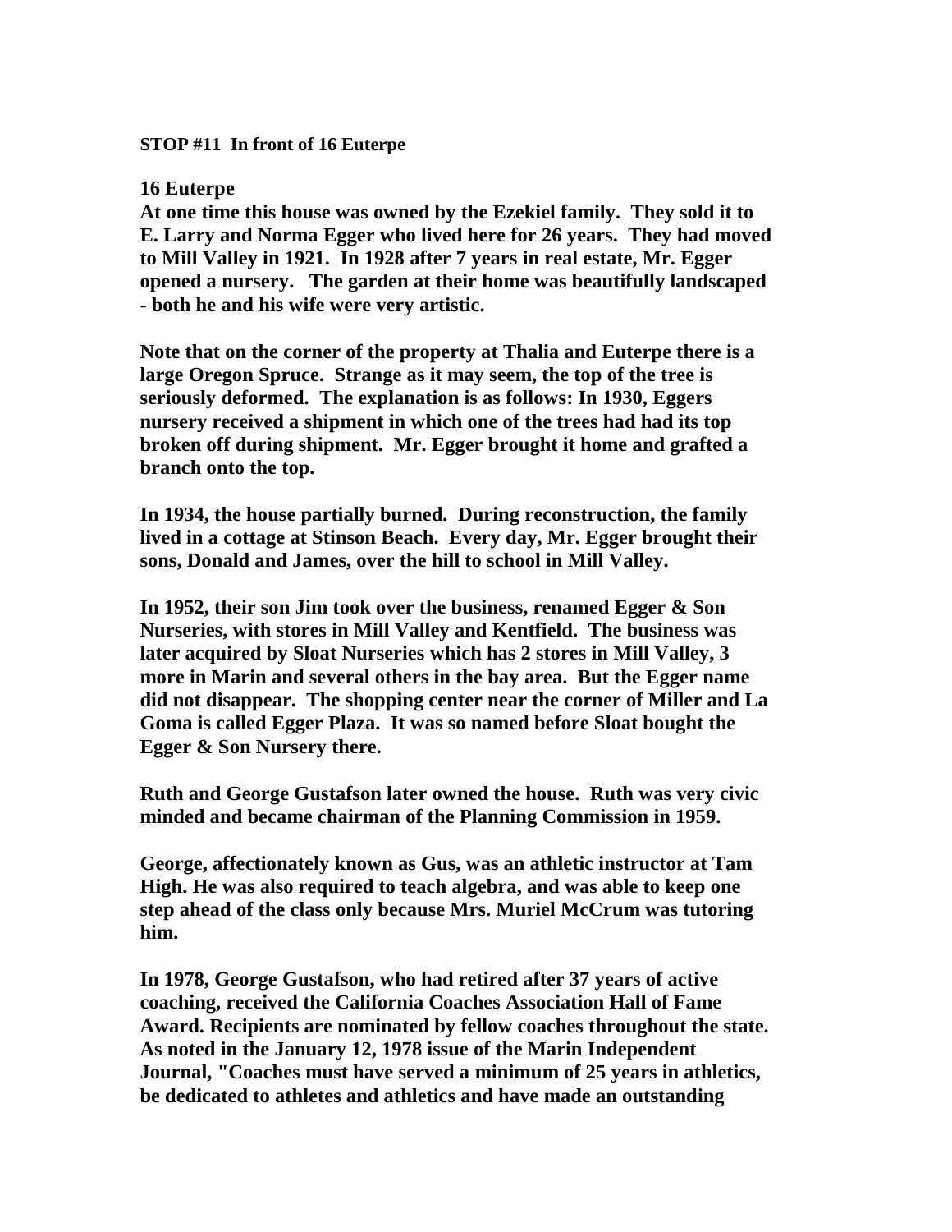**STOP #11 In front of 16 Euterpe**

**16 Euterpe**

**At one time this house was owned by the Ezekiel family. They sold it to E. Larry and Norma Egger who lived here for 26 years. They had moved to Mill Valley in 1921. In 1928 after 7 years in real estate, Mr. Egger opened a nursery. The garden at their home was beautifully landscaped - both he and his wife were very artistic.**

**Note that on the corner of the property at Thalia and Euterpe there is a large Oregon Spruce. Strange as it may seem, the top of the tree is seriously deformed. The explanation is as follows: In 1930, Eggers nursery received a shipment in which one of the trees had had its top broken off during shipment. Mr. Egger brought it home and grafted a branch onto the top.**

**In 1934, the house partially burned. During reconstruction, the family lived in a cottage at Stinson Beach. Every day, Mr. Egger brought their sons, Donald and James, over the hill to school in Mill Valley.**

**In 1952, their son Jim took over the business, renamed Egger & Son Nurseries, with stores in Mill Valley and Kentfield. The business was later acquired by Sloat Nurseries which has 2 stores in Mill Valley, 3 more in Marin and several others in the bay area. But the Egger name did not disappear. The shopping center near the corner of Miller and La Goma is called Egger Plaza. It was so named before Sloat bought the Egger & Son Nursery there.**

**Ruth and George Gustafson later owned the house. Ruth was very civic minded and became chairman of the Planning Commission in 1959.**

**George, affectionately known as Gus, was an athletic instructor at Tam High. He was also required to teach algebra, and was able to keep one step ahead of the class only because Mrs. Muriel McCrum was tutoring him.**

**In 1978, George Gustafson, who had retired after 37 years of active coaching, received the California Coaches Association Hall of Fame Award. Recipients are nominated by fellow coaches throughout the state. As noted in the January 12, 1978 issue of the Marin Independent Journal, "Coaches must have served a minimum of 25 years in athletics, be dedicated to athletes and athletics and have made an outstanding**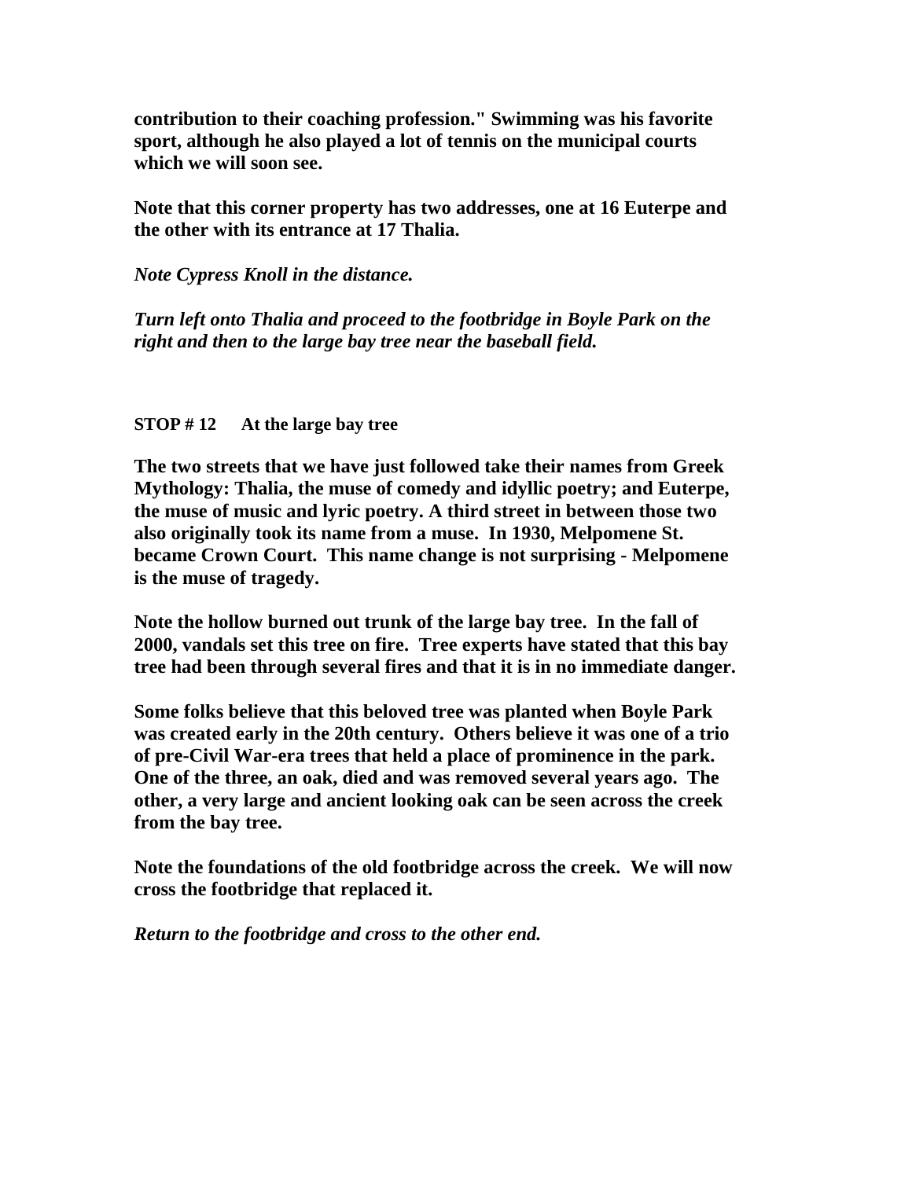**contribution to their coaching profession." Swimming was his favorite sport, although he also played a lot of tennis on the municipal courts which we will soon see.**

**Note that this corner property has two addresses, one at 16 Euterpe and the other with its entrance at 17 Thalia.**

***Note Cypress Knoll in the distance.***

***Turn left onto Thalia and proceed to the footbridge in Boyle Park on the right and then to the large bay tree near the baseball field.***

**STOP # 12 At the large bay tree**

**The two streets that we have just followed take their names from Greek Mythology: Thalia, the muse of comedy and idyllic poetry; and Euterpe, the muse of music and lyric poetry. A third street in between those two also originally took its name from a muse. In 1930, Melpomene St. became Crown Court. This name change is not surprising - Melpomene is the muse of tragedy.**

**Note the hollow burned out trunk of the large bay tree. In the fall of 2000, vandals set this tree on fire. Tree experts have stated that this bay tree had been through several fires and that it is in no immediate danger.**

**Some folks believe that this beloved tree was planted when Boyle Park was created early in the 20th century. Others believe it was one of a trio of pre-Civil War-era trees that held a place of prominence in the park. One of the three, an oak, died and was removed several years ago. The other, a very large and ancient looking oak can be seen across the creek from the bay tree.**

**Note the foundations of the old footbridge across the creek. We will now cross the footbridge that replaced it.**

***Return to the footbridge and cross to the other end.***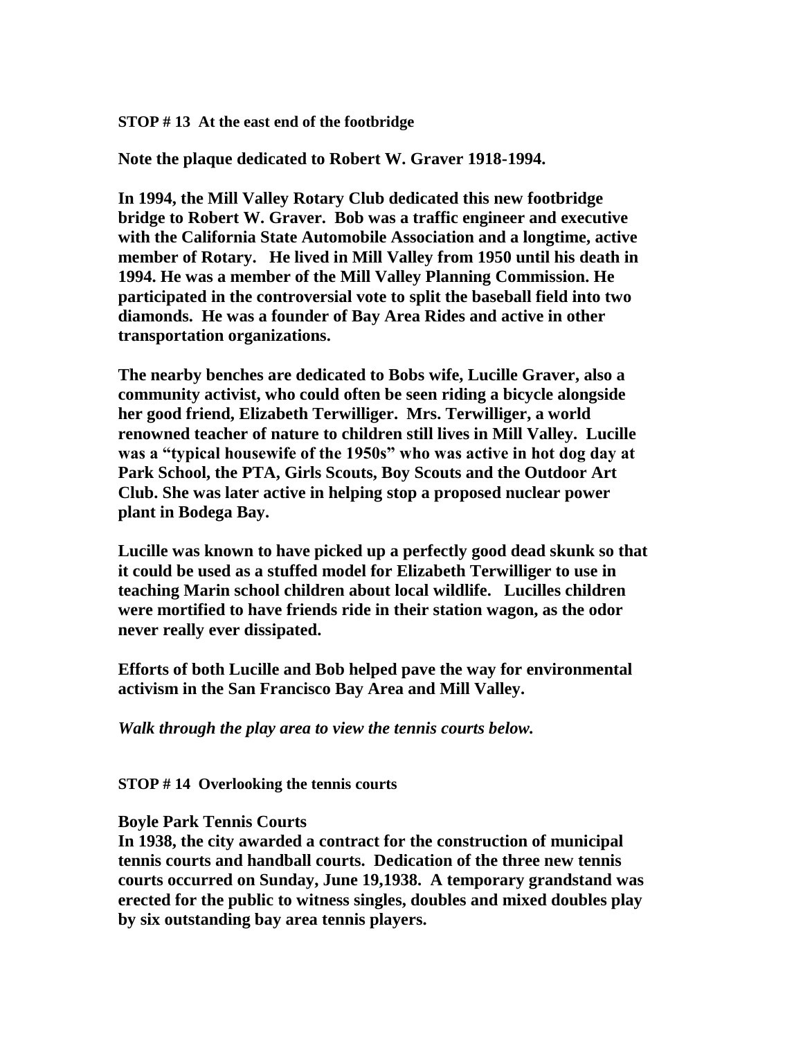**STOP # 13 At the east end of the footbridge**

**Note the plaque dedicated to Robert W. Graver 1918-1994.**

**In 1994, the Mill Valley Rotary Club dedicated this new footbridge bridge to Robert W. Graver. Bob was a traffic engineer and executive with the California State Automobile Association and a longtime, active member of Rotary. He lived in Mill Valley from 1950 until his death in 1994. He was a member of the Mill Valley Planning Commission. He participated in the controversial vote to split the baseball field into two diamonds. He was a founder of Bay Area Rides and active in other transportation organizations.**

**The nearby benches are dedicated to Bobs wife, Lucille Graver, also a community activist, who could often be seen riding a bicycle alongside her good friend, Elizabeth Terwilliger. Mrs. Terwilliger, a world renowned teacher of nature to children still lives in Mill Valley. Lucille was a "typical housewife of the 1950s" who was active in hot dog day at Park School, the PTA, Girls Scouts, Boy Scouts and the Outdoor Art Club. She was later active in helping stop a proposed nuclear power plant in Bodega Bay.**

**Lucille was known to have picked up a perfectly good dead skunk so that it could be used as a stuffed model for Elizabeth Terwilliger to use in teaching Marin school children about local wildlife. Lucilles children were mortified to have friends ride in their station wagon, as the odor never really ever dissipated.**

**Efforts of both Lucille and Bob helped pave the way for environmental activism in the San Francisco Bay Area and Mill Valley.**

***Walk through the play area to view the tennis courts below.***

**STOP # 14 Overlooking the tennis courts**

**Boyle Park Tennis Courts**
**In 1938, the city awarded a contract for the construction of municipal tennis courts and handball courts. Dedication of the three new tennis courts occurred on Sunday, June 19,1938. A temporary grandstand was erected for the public to witness singles, doubles and mixed doubles play by six outstanding bay area tennis players.**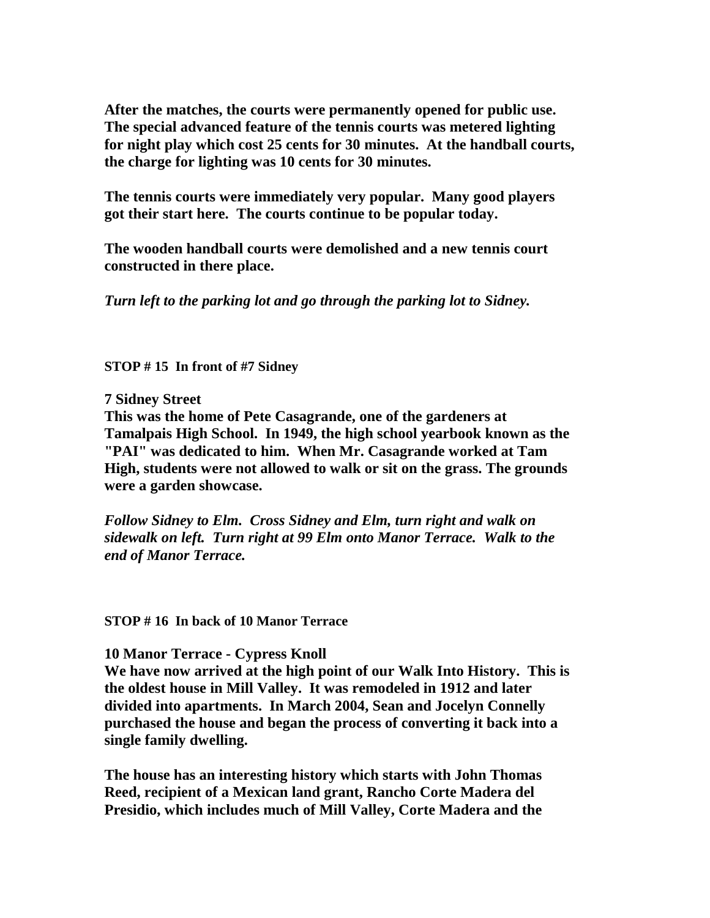**After the matches, the courts were permanently opened for public use. The special advanced feature of the tennis courts was metered lighting for night play which cost 25 cents for 30 minutes. At the handball courts, the charge for lighting was 10 cents for 30 minutes.**

**The tennis courts were immediately very popular. Many good players got their start here. The courts continue to be popular today.**

**The wooden handball courts were demolished and a new tennis court constructed in there place.**

***Turn left to the parking lot and go through the parking lot to Sidney.***

**STOP # 15 In front of #7 Sidney**

**7 Sidney Street**
**This was the home of Pete Casagrande, one of the gardeners at Tamalpais High School. In 1949, the high school yearbook known as the "PAI" was dedicated to him. When Mr. Casagrande worked at Tam High, students were not allowed to walk or sit on the grass. The grounds were a garden showcase.**

***Follow Sidney to Elm. Cross Sidney and Elm, turn right and walk on sidewalk on left. Turn right at 99 Elm onto Manor Terrace. Walk to the end of Manor Terrace.***

**STOP # 16 In back of 10 Manor Terrace**

**10 Manor Terrace - Cypress Knoll**
**We have now arrived at the high point of our Walk Into History. This is the oldest house in Mill Valley. It was remodeled in 1912 and later divided into apartments. In March 2004, Sean and Jocelyn Connelly purchased the house and began the process of converting it back into a single family dwelling.**

**The house has an interesting history which starts with John Thomas Reed, recipient of a Mexican land grant, Rancho Corte Madera del Presidio, which includes much of Mill Valley, Corte Madera and the**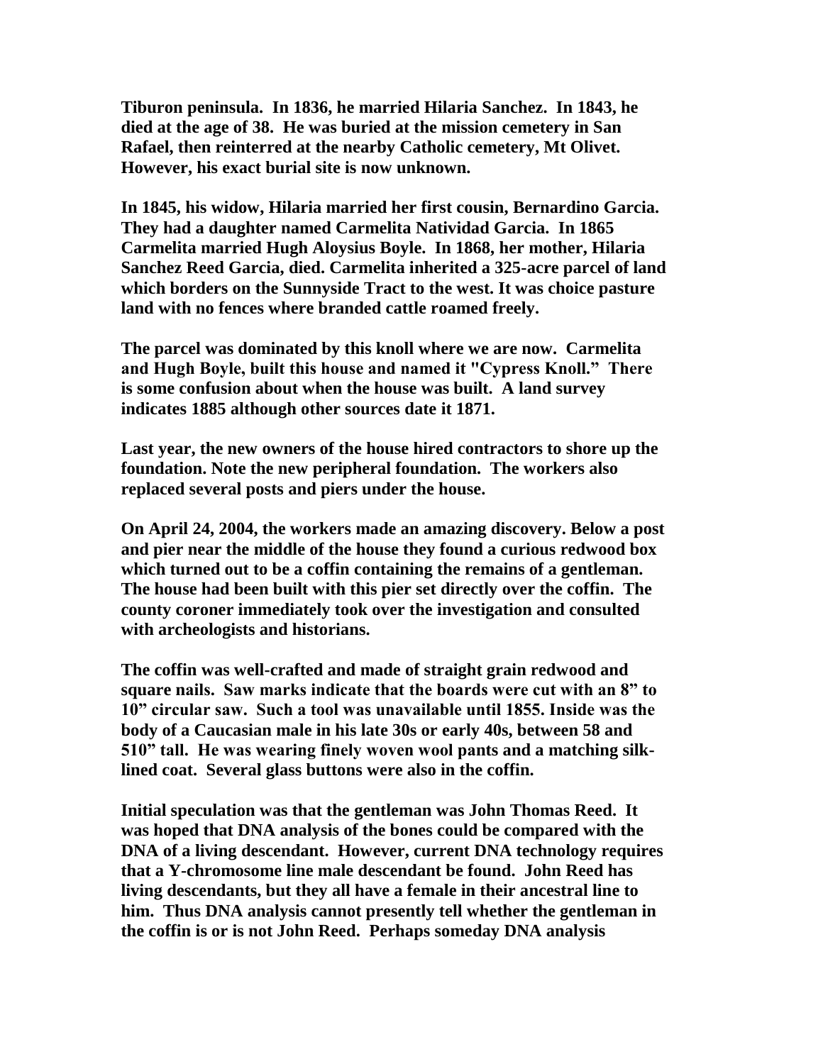**Tiburon peninsula. In 1836, he married Hilaria Sanchez. In 1843, he died at the age of 38. He was buried at the mission cemetery in San Rafael, then reinterred at the nearby Catholic cemetery, Mt Olivet. However, his exact burial site is now unknown.**

**In 1845, his widow, Hilaria married her first cousin, Bernardino Garcia. They had a daughter named Carmelita Natividad Garcia. In 1865 Carmelita married Hugh Aloysius Boyle. In 1868, her mother, Hilaria Sanchez Reed Garcia, died. Carmelita inherited a 325-acre parcel of land which borders on the Sunnyside Tract to the west. It was choice pasture land with no fences where branded cattle roamed freely.**

**The parcel was dominated by this knoll where we are now. Carmelita and Hugh Boyle, built this house and named it "Cypress Knoll." There is some confusion about when the house was built. A land survey indicates 1885 although other sources date it 1871.**

**Last year, the new owners of the house hired contractors to shore up the foundation. Note the new peripheral foundation. The workers also replaced several posts and piers under the house.**

**On April 24, 2004, the workers made an amazing discovery. Below a post and pier near the middle of the house they found a curious redwood box which turned out to be a coffin containing the remains of a gentleman. The house had been built with this pier set directly over the coffin. The county coroner immediately took over the investigation and consulted with archeologists and historians.**

**The coffin was well-crafted and made of straight grain redwood and square nails. Saw marks indicate that the boards were cut with an 8" to 10" circular saw. Such a tool was unavailable until 1855. Inside was the body of a Caucasian male in his late 30s or early 40s, between 58 and 510" tall. He was wearing finely woven wool pants and a matching silk-lined coat. Several glass buttons were also in the coffin.**

**Initial speculation was that the gentleman was John Thomas Reed. It was hoped that DNA analysis of the bones could be compared with the DNA of a living descendant. However, current DNA technology requires that a Y-chromosome line male descendant be found. John Reed has living descendants, but they all have a female in their ancestral line to him. Thus DNA analysis cannot presently tell whether the gentleman in the coffin is or is not John Reed. Perhaps someday DNA analysis**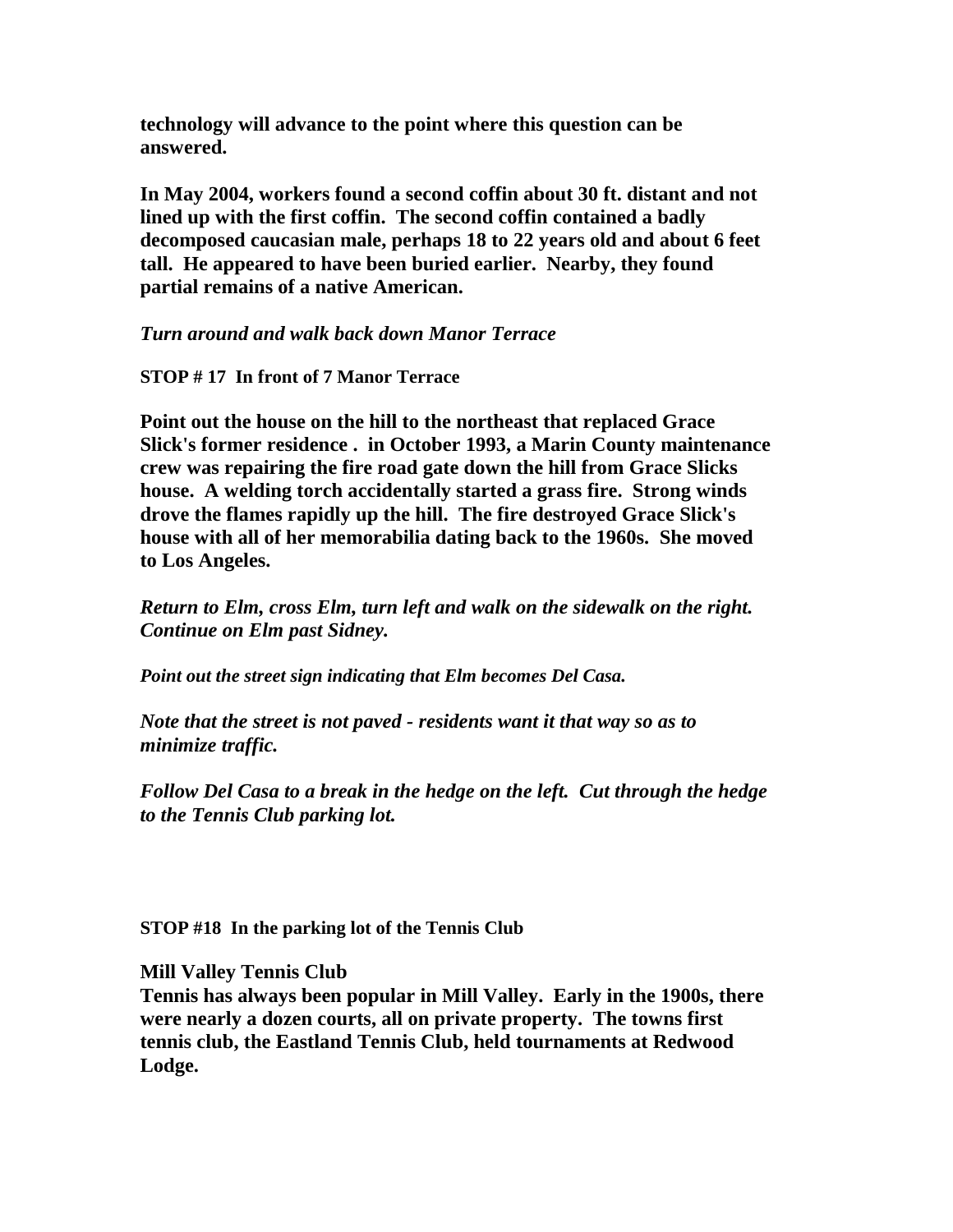**technology will advance to the point where this question can be answered.**

**In May 2004, workers found a second coffin about 30 ft. distant and not lined up with the first coffin. The second coffin contained a badly decomposed caucasian male, perhaps 18 to 22 years old and about 6 feet tall. He appeared to have been buried earlier. Nearby, they found partial remains of a native American.**

***Turn around and walk back down Manor Terrace***

**STOP # 17 In front of 7 Manor Terrace**

**Point out the house on the hill to the northeast that replaced Grace Slick's former residence . in October 1993, a Marin County maintenance crew was repairing the fire road gate down the hill from Grace Slicks house. A welding torch accidentally started a grass fire. Strong winds drove the flames rapidly up the hill. The fire destroyed Grace Slick's house with all of her memorabilia dating back to the 1960s. She moved to Los Angeles.**

***Return to Elm, cross Elm, turn left and walk on the sidewalk on the right. Continue on Elm past Sidney.***

***Point out the street sign indicating that Elm becomes Del Casa.***

***Note that the street is not paved - residents want it that way so as to minimize traffic.***

***Follow Del Casa to a break in the hedge on the left. Cut through the hedge to the Tennis Club parking lot.***

**STOP #18 In the parking lot of the Tennis Club**

**Mill Valley Tennis Club**

**Tennis has always been popular in Mill Valley. Early in the 1900s, there were nearly a dozen courts, all on private property. The towns first tennis club, the Eastland Tennis Club, held tournaments at Redwood Lodge.**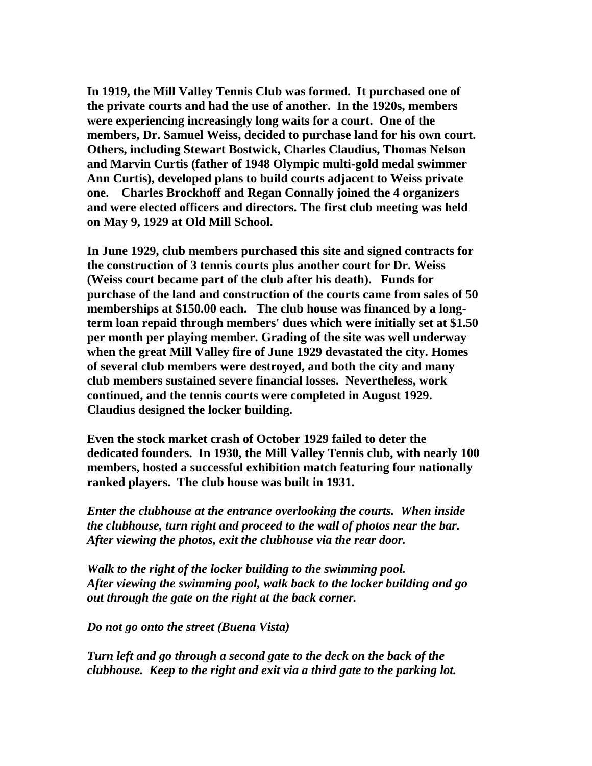**In 1919, the Mill Valley Tennis Club was formed. It purchased one of the private courts and had the use of another. In the 1920s, members were experiencing increasingly long waits for a court. One of the members, Dr. Samuel Weiss, decided to purchase land for his own court. Others, including Stewart Bostwick, Charles Claudius, Thomas Nelson and Marvin Curtis (father of 1948 Olympic multi-gold medal swimmer Ann Curtis), developed plans to build courts adjacent to Weiss private one. Charles Brockhoff and Regan Connally joined the 4 organizers and were elected officers and directors. The first club meeting was held on May 9, 1929 at Old Mill School.**

**In June 1929, club members purchased this site and signed contracts for the construction of 3 tennis courts plus another court for Dr. Weiss (Weiss court became part of the club after his death). Funds for purchase of the land and construction of the courts came from sales of 50 memberships at $150.00 each. The club house was financed by a long-term loan repaid through members' dues which were initially set at $1.50 per month per playing member. Grading of the site was well underway when the great Mill Valley fire of June 1929 devastated the city. Homes of several club members were destroyed, and both the city and many club members sustained severe financial losses. Nevertheless, work continued, and the tennis courts were completed in August 1929. Claudius designed the locker building.**

**Even the stock market crash of October 1929 failed to deter the dedicated founders. In 1930, the Mill Valley Tennis club, with nearly 100 members, hosted a successful exhibition match featuring four nationally ranked players. The club house was built in 1931.**

***Enter the clubhouse at the entrance overlooking the courts. When inside the clubhouse, turn right and proceed to the wall of photos near the bar. After viewing the photos, exit the clubhouse via the rear door.***

***Walk to the right of the locker building to the swimming pool. After viewing the swimming pool, walk back to the locker building and go out through the gate on the right at the back corner.***

***Do not go onto the street (Buena Vista)***

***Turn left and go through a second gate to the deck on the back of the clubhouse. Keep to the right and exit via a third gate to the parking lot.***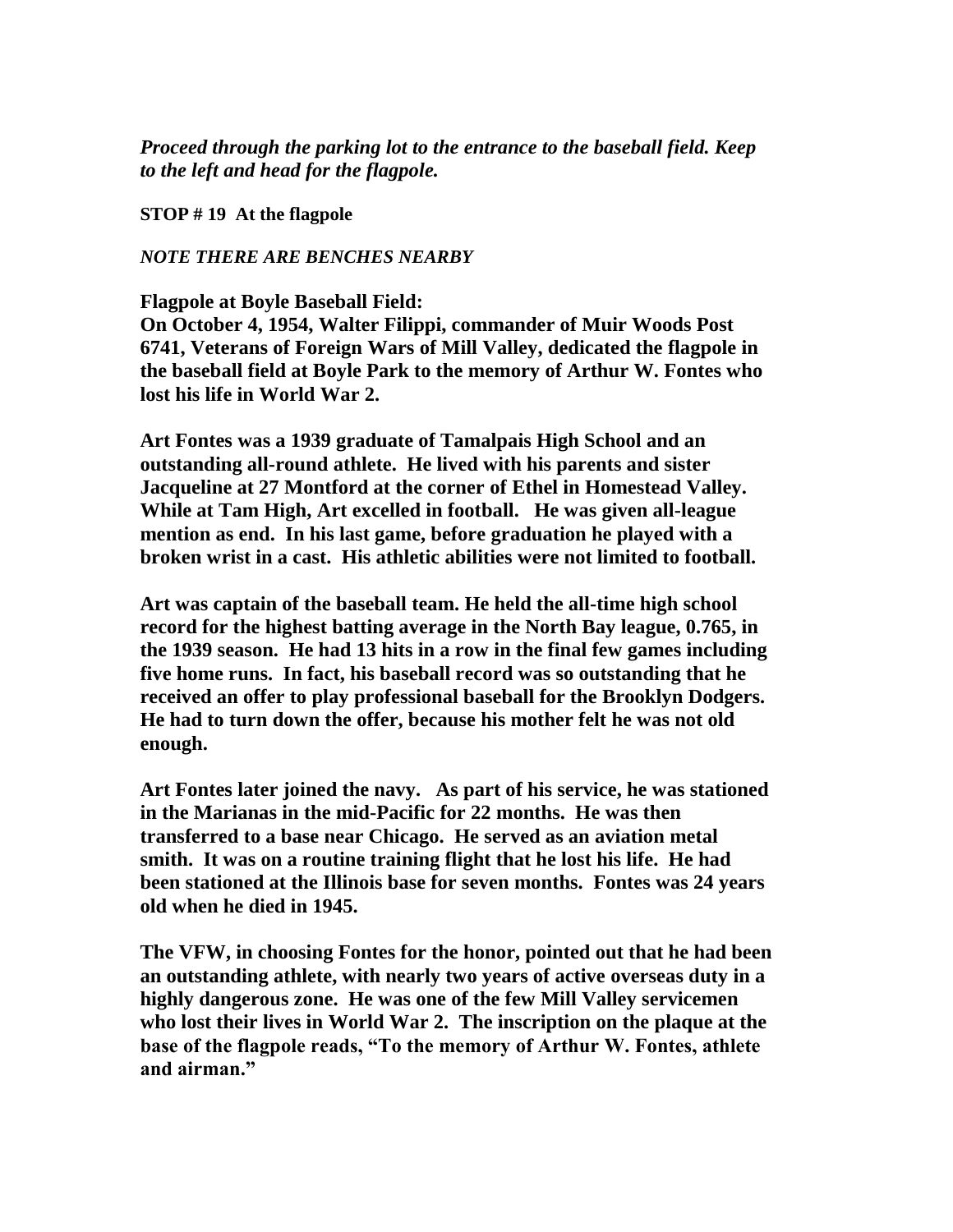***Proceed through the parking lot to the entrance to the baseball field. Keep to the left and head for the flagpole.***

**STOP # 19 At the flagpole**

***NOTE THERE ARE BENCHES NEARBY***

**Flagpole at Boyle Baseball Field:**
**On October 4, 1954, Walter Filippi, commander of Muir Woods Post 6741, Veterans of Foreign Wars of Mill Valley, dedicated the flagpole in the baseball field at Boyle Park to the memory of Arthur W. Fontes who lost his life in World War 2.**

**Art Fontes was a 1939 graduate of Tamalpais High School and an outstanding all-round athlete. He lived with his parents and sister Jacqueline at 27 Montford at the corner of Ethel in Homestead Valley. While at Tam High, Art excelled in football. He was given all-league mention as end. In his last game, before graduation he played with a broken wrist in a cast. His athletic abilities were not limited to football.**

**Art was captain of the baseball team. He held the all-time high school record for the highest batting average in the North Bay league, 0.765, in the 1939 season. He had 13 hits in a row in the final few games including five home runs. In fact, his baseball record was so outstanding that he received an offer to play professional baseball for the Brooklyn Dodgers. He had to turn down the offer, because his mother felt he was not old enough.**

**Art Fontes later joined the navy. As part of his service, he was stationed in the Marianas in the mid-Pacific for 22 months. He was then transferred to a base near Chicago. He served as an aviation metal smith. It was on a routine training flight that he lost his life. He had been stationed at the Illinois base for seven months. Fontes was 24 years old when he died in 1945.**

**The VFW, in choosing Fontes for the honor, pointed out that he had been an outstanding athlete, with nearly two years of active overseas duty in a highly dangerous zone. He was one of the few Mill Valley servicemen who lost their lives in World War 2. The inscription on the plaque at the base of the flagpole reads, "To the memory of Arthur W. Fontes, athlete and airman."**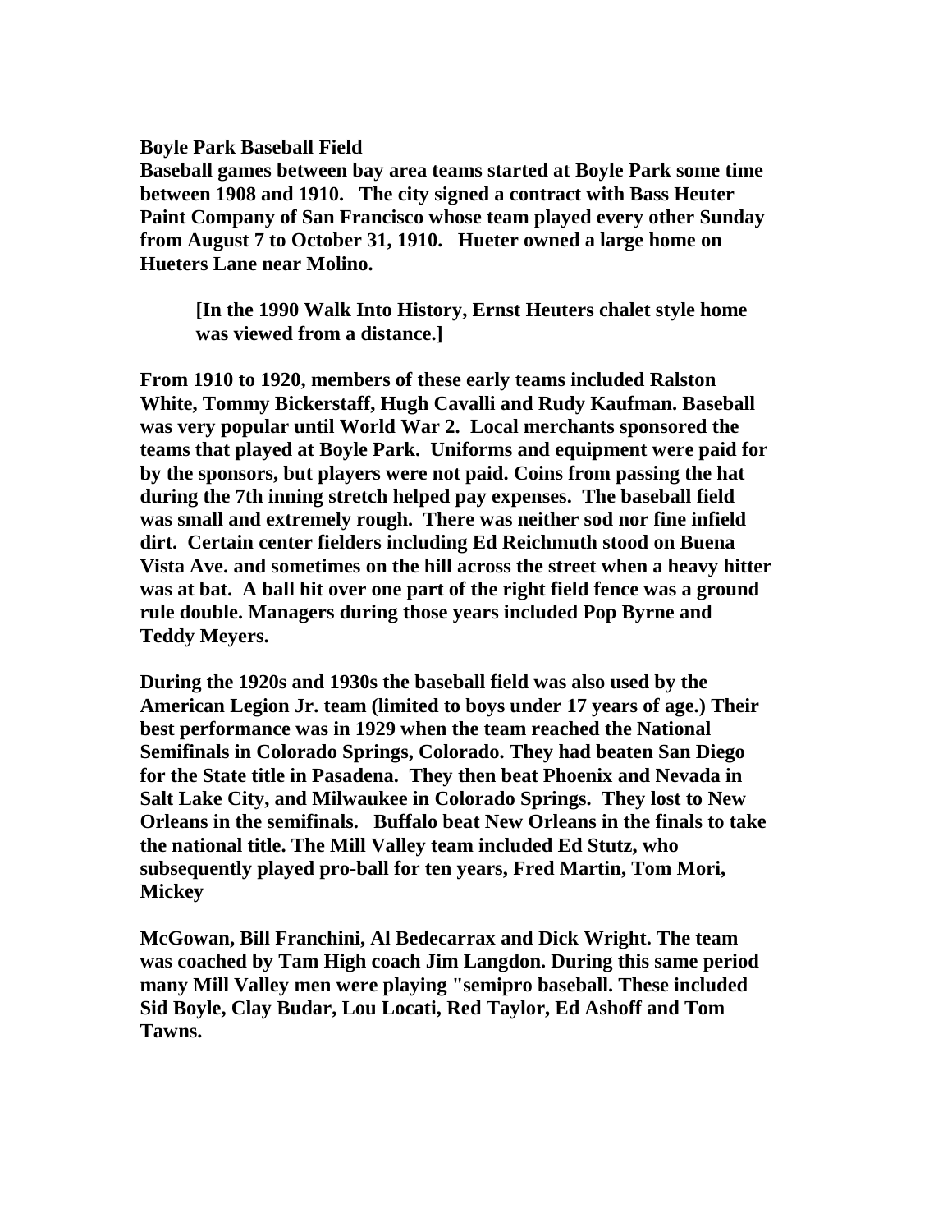**Boyle Park Baseball Field**

**Baseball games between bay area teams started at Boyle Park some time between 1908 and 1910. The city signed a contract with Bass Heuter Paint Company of San Francisco whose team played every other Sunday from August 7 to October 31, 1910. Hueter owned a large home on Hueters Lane near Molino.**

> **[In the 1990 Walk Into History, Ernst Heuters chalet style home was viewed from a distance.]**

**From 1910 to 1920, members of these early teams included Ralston White, Tommy Bickerstaff, Hugh Cavalli and Rudy Kaufman. Baseball was very popular until World War 2. Local merchants sponsored the teams that played at Boyle Park. Uniforms and equipment were paid for by the sponsors, but players were not paid. Coins from passing the hat during the 7th inning stretch helped pay expenses. The baseball field was small and extremely rough. There was neither sod nor fine infield dirt. Certain center fielders including Ed Reichmuth stood on Buena Vista Ave. and sometimes on the hill across the street when a heavy hitter was at bat. A ball hit over one part of the right field fence was a ground rule double. Managers during those years included Pop Byrne and Teddy Meyers.**

**During the 1920s and 1930s the baseball field was also used by the American Legion Jr. team (limited to boys under 17 years of age.) Their best performance was in 1929 when the team reached the National Semifinals in Colorado Springs, Colorado. They had beaten San Diego for the State title in Pasadena. They then beat Phoenix and Nevada in Salt Lake City, and Milwaukee in Colorado Springs. They lost to New Orleans in the semifinals. Buffalo beat New Orleans in the finals to take the national title. The Mill Valley team included Ed Stutz, who subsequently played pro-ball for ten years, Fred Martin, Tom Mori, Mickey McGowan, Bill Franchini, Al Bedecarrax and Dick Wright. The team was coached by Tam High coach Jim Langdon. During this same period many Mill Valley men were playing "semipro baseball. These included Sid Boyle, Clay Budar, Lou Locati, Red Taylor, Ed Ashoff and Tom Tawns.**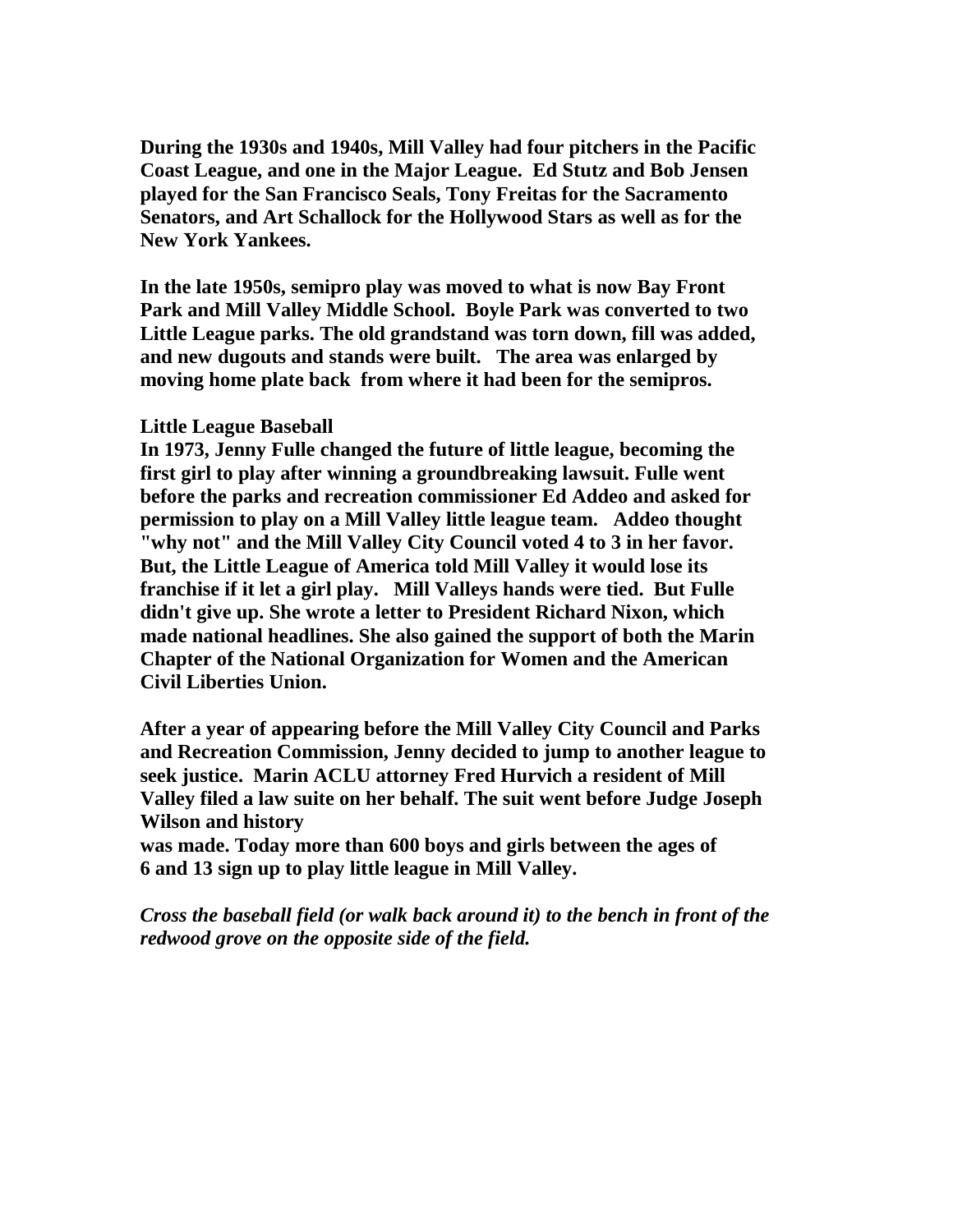**During the 1930s and 1940s, Mill Valley had four pitchers in the Pacific Coast League, and one in the Major League. Ed Stutz and Bob Jensen played for the San Francisco Seals, Tony Freitas for the Sacramento Senators, and Art Schallock for the Hollywood Stars as well as for the New York Yankees.**

**In the late 1950s, semipro play was moved to what is now Bay Front Park and Mill Valley Middle School. Boyle Park was converted to two Little League parks. The old grandstand was torn down, fill was added, and new dugouts and stands were built. The area was enlarged by moving home plate back from where it had been for the semipros.**

**Little League Baseball**

**In 1973, Jenny Fulle changed the future of little league, becoming the first girl to play after winning a groundbreaking lawsuit. Fulle went before the parks and recreation commissioner Ed Addeo and asked for permission to play on a Mill Valley little league team. Addeo thought "why not" and the Mill Valley City Council voted 4 to 3 in her favor. But, the Little League of America told Mill Valley it would lose its franchise if it let a girl play. Mill Valleys hands were tied. But Fulle didn't give up. She wrote a letter to President Richard Nixon, which made national headlines. She also gained the support of both the Marin Chapter of the National Organization for Women and the American Civil Liberties Union.**

**After a year of appearing before the Mill Valley City Council and Parks and Recreation Commission, Jenny decided to jump to another league to seek justice. Marin ACLU attorney Fred Hurvich a resident of Mill Valley filed a law suite on her behalf. The suit went before Judge Joseph Wilson and history was made. Today more than 600 boys and girls between the ages of 6 and 13 sign up to play little league in Mill Valley.**

***Cross the baseball field (or walk back around it) to the bench in front of the redwood grove on the opposite side of the field.***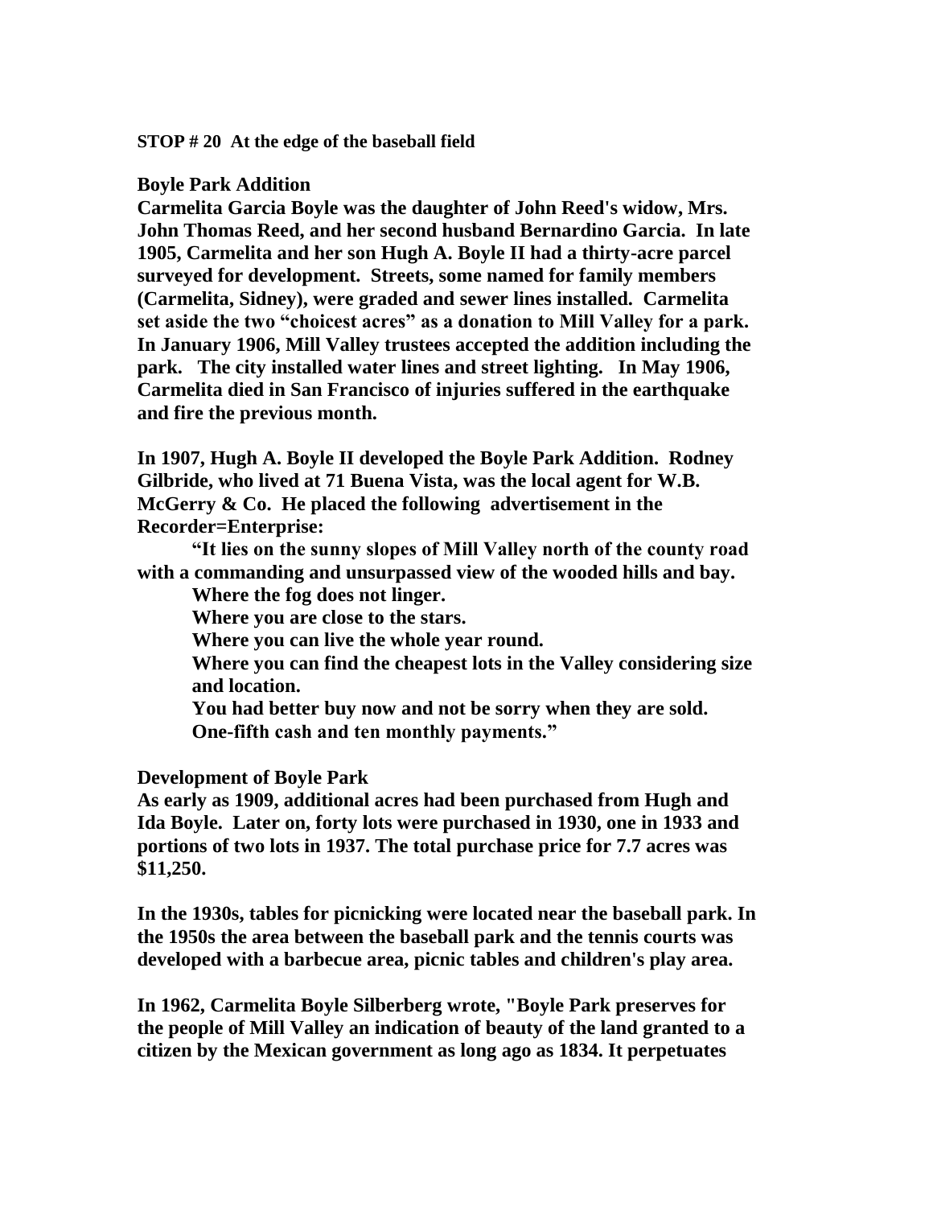**STOP # 20 At the edge of the baseball field**

**Boyle Park Addition**

**Carmelita Garcia Boyle was the daughter of John Reed's widow, Mrs. John Thomas Reed, and her second husband Bernardino Garcia. In late 1905, Carmelita and her son Hugh A. Boyle II had a thirty-acre parcel surveyed for development. Streets, some named for family members (Carmelita, Sidney), were graded and sewer lines installed. Carmelita set aside the two "choicest acres" as a donation to Mill Valley for a park. In January 1906, Mill Valley trustees accepted the addition including the park. The city installed water lines and street lighting. In May 1906, Carmelita died in San Francisco of injuries suffered in the earthquake and fire the previous month.**

**In 1907, Hugh A. Boyle II developed the Boyle Park Addition. Rodney Gilbride, who lived at 71 Buena Vista, was the local agent for W.B. McGerry & Co. He placed the following advertisement in the Recorder=Enterprise:**

> **"It lies on the sunny slopes of Mill Valley north of the county road with a commanding and unsurpassed view of the wooded hills and bay.**
> **Where the fog does not linger.**
> **Where you are close to the stars.**
> **Where you can live the whole year round.**
> **Where you can find the cheapest lots in the Valley considering size and location.**
> **You had better buy now and not be sorry when they are sold.**
> **One-fifth cash and ten monthly payments."**

**Development of Boyle Park**

**As early as 1909, additional acres had been purchased from Hugh and Ida Boyle. Later on, forty lots were purchased in 1930, one in 1933 and portions of two lots in 1937. The total purchase price for 7.7 acres was $11,250.**

**In the 1930s, tables for picnicking were located near the baseball park. In the 1950s the area between the baseball park and the tennis courts was developed with a barbecue area, picnic tables and children's play area.**

**In 1962, Carmelita Boyle Silberberg wrote, "Boyle Park preserves for the people of Mill Valley an indication of beauty of the land granted to a citizen by the Mexican government as long ago as 1834. It perpetuates**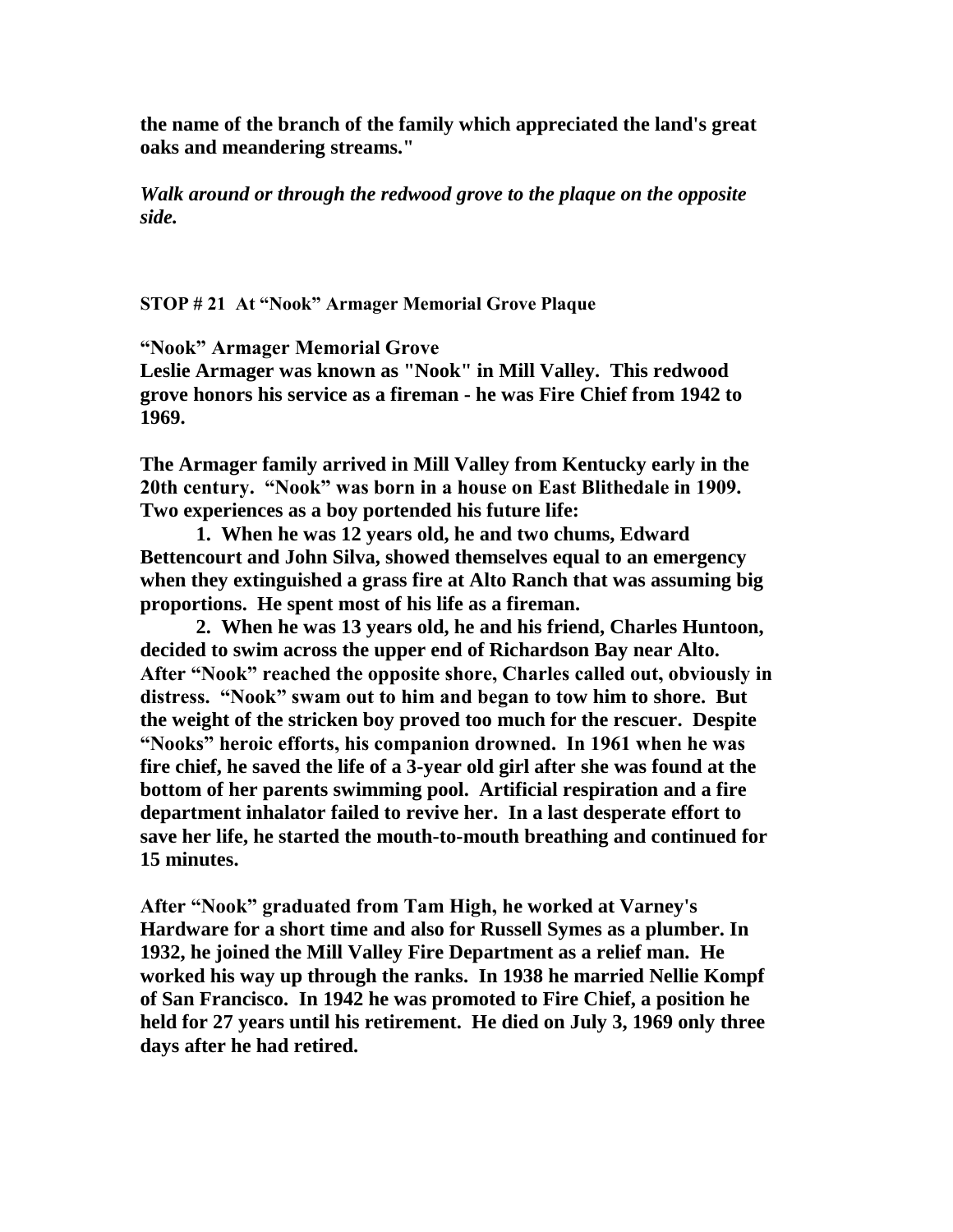**the name of the branch of the family which appreciated the land's great oaks and meandering streams."**

***Walk around or through the redwood grove to the plaque on the opposite side.***

**STOP # 21 At "Nook" Armager Memorial Grove Plaque**

**"Nook" Armager Memorial Grove**
**Leslie Armager was known as "Nook" in Mill Valley. This redwood grove honors his service as a fireman - he was Fire Chief from 1942 to 1969.**

**The Armager family arrived in Mill Valley from Kentucky early in the 20th century. "Nook" was born in a house on East Blithedale in 1909. Two experiences as a boy portended his future life:**

1. **When he was 12 years old, he and two chums, Edward Bettencourt and John Silva, showed themselves equal to an emergency when they extinguished a grass fire at Alto Ranch that was assuming big proportions. He spent most of his life as a fireman.**
2. **When he was 13 years old, he and his friend, Charles Huntoon, decided to swim across the upper end of Richardson Bay near Alto. After "Nook" reached the opposite shore, Charles called out, obviously in distress. "Nook" swam out to him and began to tow him to shore. But the weight of the stricken boy proved too much for the rescuer. Despite "Nooks" heroic efforts, his companion drowned. In 1961 when he was fire chief, he saved the life of a 3-year old girl after she was found at the bottom of her parents swimming pool. Artificial respiration and a fire department inhalator failed to revive her. In a last desperate effort to save her life, he started the mouth-to-mouth breathing and continued for 15 minutes.**

**After "Nook" graduated from Tam High, he worked at Varney's Hardware for a short time and also for Russell Symes as a plumber. In 1932, he joined the Mill Valley Fire Department as a relief man. He worked his way up through the ranks. In 1938 he married Nellie Kompf of San Francisco. In 1942 he was promoted to Fire Chief, a position he held for 27 years until his retirement. He died on July 3, 1969 only three days after he had retired.**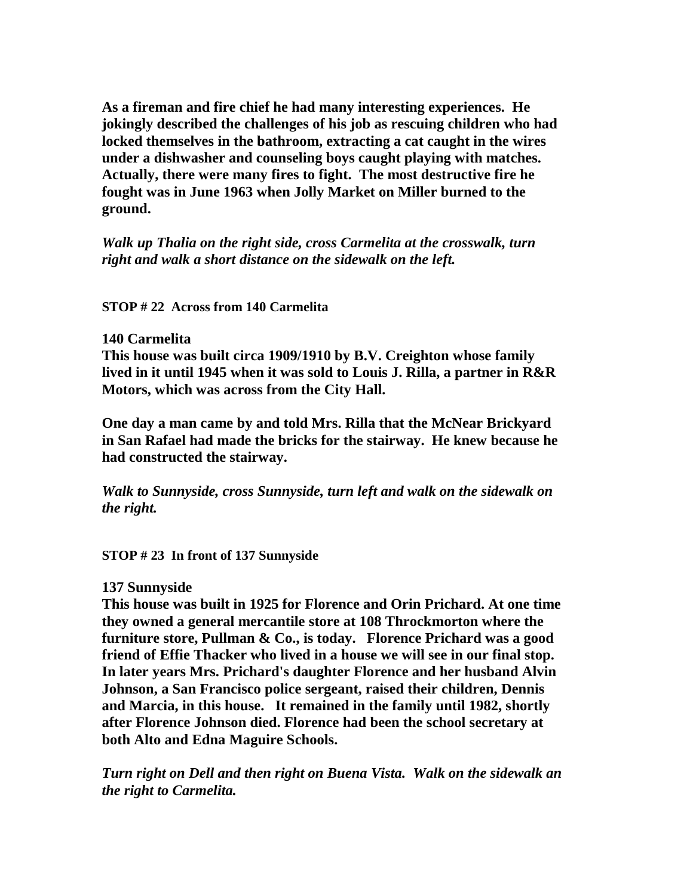**As a fireman and fire chief he had many interesting experiences. He jokingly described the challenges of his job as rescuing children who had locked themselves in the bathroom, extracting a cat caught in the wires under a dishwasher and counseling boys caught playing with matches. Actually, there were many fires to fight. The most destructive fire he fought was in June 1963 when Jolly Market on Miller burned to the ground.**

***Walk up Thalia on the right side, cross Carmelita at the crosswalk, turn right and walk a short distance on the sidewalk on the left.***

**STOP # 22 Across from 140 Carmelita**

**140 Carmelita**
**This house was built circa 1909/1910 by B.V. Creighton whose family lived in it until 1945 when it was sold to Louis J. Rilla, a partner in R&R Motors, which was across from the City Hall.**

**One day a man came by and told Mrs. Rilla that the McNear Brickyard in San Rafael had made the bricks for the stairway. He knew because he had constructed the stairway.**

***Walk to Sunnyside, cross Sunnyside, turn left and walk on the sidewalk on the right.***

**STOP # 23 In front of 137 Sunnyside**

**137 Sunnyside**
**This house was built in 1925 for Florence and Orin Prichard. At one time they owned a general mercantile store at 108 Throckmorton where the furniture store, Pullman & Co., is today. Florence Prichard was a good friend of Effie Thacker who lived in a house we will see in our final stop. In later years Mrs. Prichard's daughter Florence and her husband Alvin Johnson, a San Francisco police sergeant, raised their children, Dennis and Marcia, in this house. It remained in the family until 1982, shortly after Florence Johnson died. Florence had been the school secretary at both Alto and Edna Maguire Schools.**

***Turn right on Dell and then right on Buena Vista. Walk on the sidewalk an the right to Carmelita.***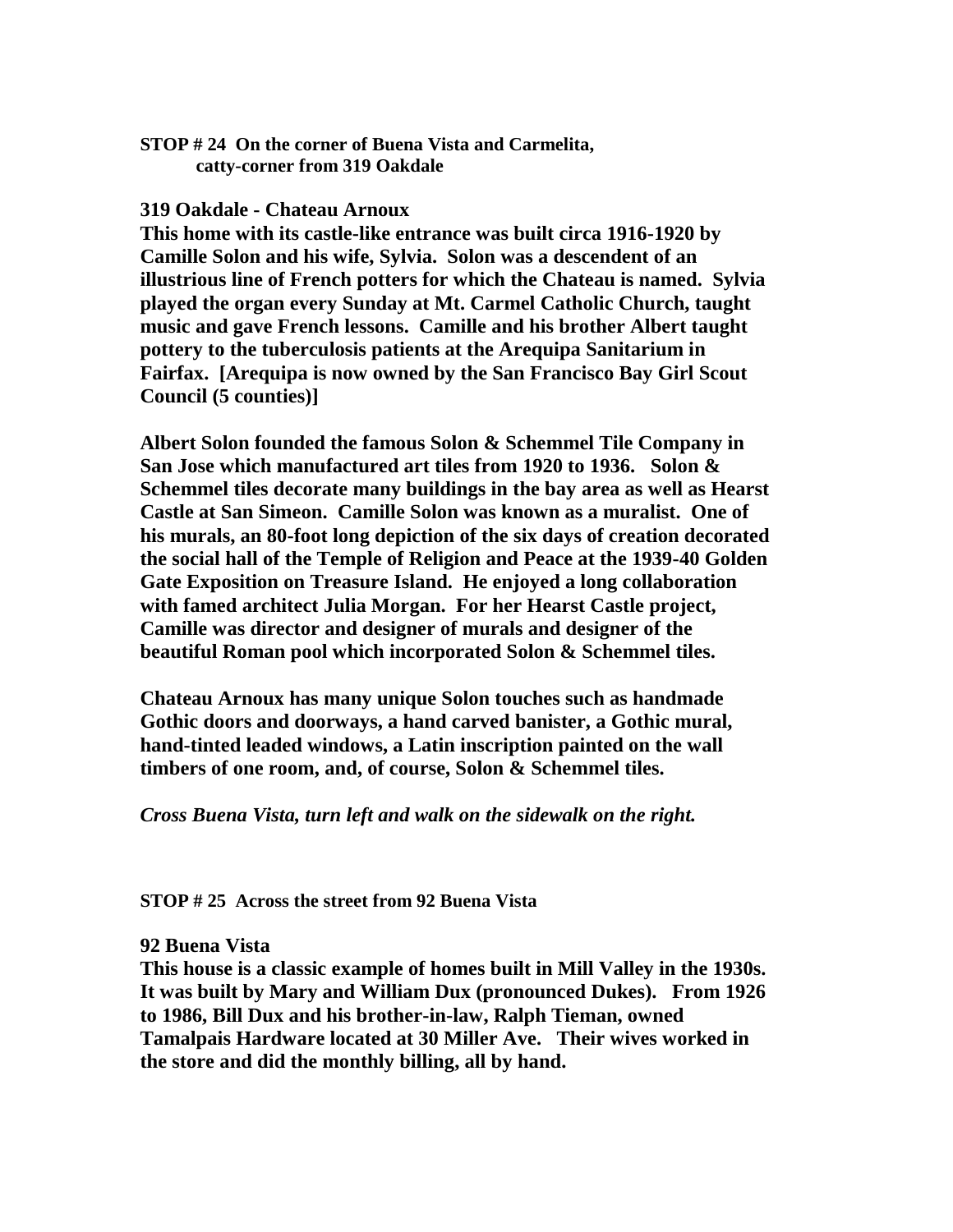**STOP # 24 On the corner of Buena Vista and Carmelita, catty-corner from 319 Oakdale**

**319 Oakdale - Chateau Arnoux**

**This home with its castle-like entrance was built circa 1916-1920 by Camille Solon and his wife, Sylvia. Solon was a descendent of an illustrious line of French potters for which the Chateau is named. Sylvia played the organ every Sunday at Mt. Carmel Catholic Church, taught music and gave French lessons. Camille and his brother Albert taught pottery to the tuberculosis patients at the Arequipa Sanitarium in Fairfax. [Arequipa is now owned by the San Francisco Bay Girl Scout Council (5 counties)]**

**Albert Solon founded the famous Solon & Schemmel Tile Company in San Jose which manufactured art tiles from 1920 to 1936. Solon & Schemmel tiles decorate many buildings in the bay area as well as Hearst Castle at San Simeon. Camille Solon was known as a muralist. One of his murals, an 80-foot long depiction of the six days of creation decorated the social hall of the Temple of Religion and Peace at the 1939-40 Golden Gate Exposition on Treasure Island. He enjoyed a long collaboration with famed architect Julia Morgan. For her Hearst Castle project, Camille was director and designer of murals and designer of the beautiful Roman pool which incorporated Solon & Schemmel tiles.**

**Chateau Arnoux has many unique Solon touches such as handmade Gothic doors and doorways, a hand carved banister, a Gothic mural, hand-tinted leaded windows, a Latin inscription painted on the wall timbers of one room, and, of course, Solon & Schemmel tiles.**

***Cross Buena Vista, turn left and walk on the sidewalk on the right.***

**STOP # 25 Across the street from 92 Buena Vista**

**92 Buena Vista**

**This house is a classic example of homes built in Mill Valley in the 1930s. It was built by Mary and William Dux (pronounced Dukes). From 1926 to 1986, Bill Dux and his brother-in-law, Ralph Tieman, owned Tamalpais Hardware located at 30 Miller Ave. Their wives worked in the store and did the monthly billing, all by hand.**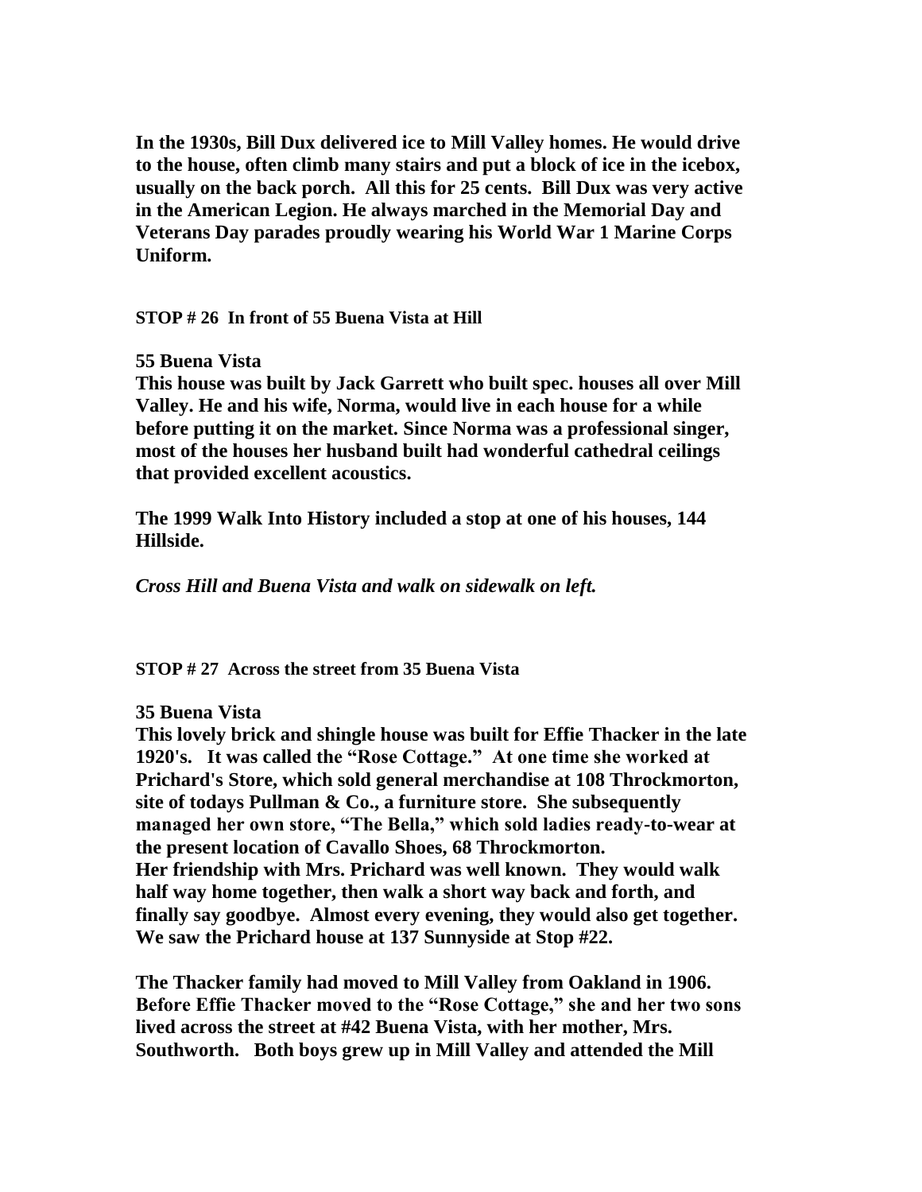**In the 1930s, Bill Dux delivered ice to Mill Valley homes. He would drive to the house, often climb many stairs and put a block of ice in the icebox, usually on the back porch. All this for 25 cents. Bill Dux was very active in the American Legion. He always marched in the Memorial Day and Veterans Day parades proudly wearing his World War 1 Marine Corps Uniform.**

**STOP # 26 In front of 55 Buena Vista at Hill**

**55 Buena Vista**
**This house was built by Jack Garrett who built spec. houses all over Mill Valley. He and his wife, Norma, would live in each house for a while before putting it on the market. Since Norma was a professional singer, most of the houses her husband built had wonderful cathedral ceilings that provided excellent acoustics.**

**The 1999 Walk Into History included a stop at one of his houses, 144 Hillside.**

***Cross Hill and Buena Vista and walk on sidewalk on left.***

**STOP # 27 Across the street from 35 Buena Vista**

**35 Buena Vista**
**This lovely brick and shingle house was built for Effie Thacker in the late 1920's. It was called the "Rose Cottage." At one time she worked at Prichard's Store, which sold general merchandise at 108 Throckmorton, site of todays Pullman & Co., a furniture store. She subsequently managed her own store, "The Bella," which sold ladies ready-to-wear at the present location of Cavallo Shoes, 68 Throckmorton.**
**Her friendship with Mrs. Prichard was well known. They would walk half way home together, then walk a short way back and forth, and finally say goodbye. Almost every evening, they would also get together. We saw the Prichard house at 137 Sunnyside at Stop #22.**

**The Thacker family had moved to Mill Valley from Oakland in 1906. Before Effie Thacker moved to the "Rose Cottage," she and her two sons lived across the street at #42 Buena Vista, with her mother, Mrs. Southworth. Both boys grew up in Mill Valley and attended the Mill**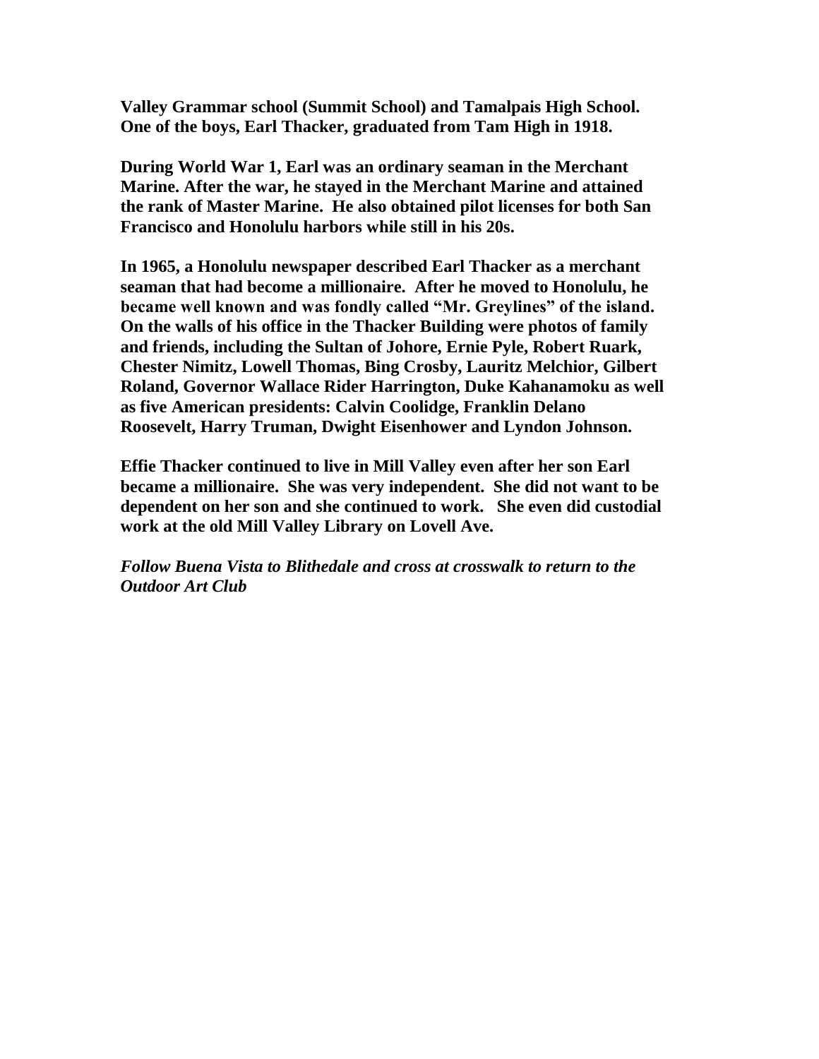**Valley Grammar school (Summit School) and Tamalpais High School. One of the boys, Earl Thacker, graduated from Tam High in 1918.**

**During World War 1, Earl was an ordinary seaman in the Merchant Marine. After the war, he stayed in the Merchant Marine and attained the rank of Master Marine. He also obtained pilot licenses for both San Francisco and Honolulu harbors while still in his 20s.**

**In 1965, a Honolulu newspaper described Earl Thacker as a merchant seaman that had become a millionaire. After he moved to Honolulu, he became well known and was fondly called "Mr. Greylines" of the island. On the walls of his office in the Thacker Building were photos of family and friends, including the Sultan of Johore, Ernie Pyle, Robert Ruark, Chester Nimitz, Lowell Thomas, Bing Crosby, Lauritz Melchior, Gilbert Roland, Governor Wallace Rider Harrington, Duke Kahanamoku as well as five American presidents: Calvin Coolidge, Franklin Delano Roosevelt, Harry Truman, Dwight Eisenhower and Lyndon Johnson.**

**Effie Thacker continued to live in Mill Valley even after her son Earl became a millionaire. She was very independent. She did not want to be dependent on her son and she continued to work. She even did custodial work at the old Mill Valley Library on Lovell Ave.**

***Follow Buena Vista to Blithedale and cross at crosswalk to return to the Outdoor Art Club***